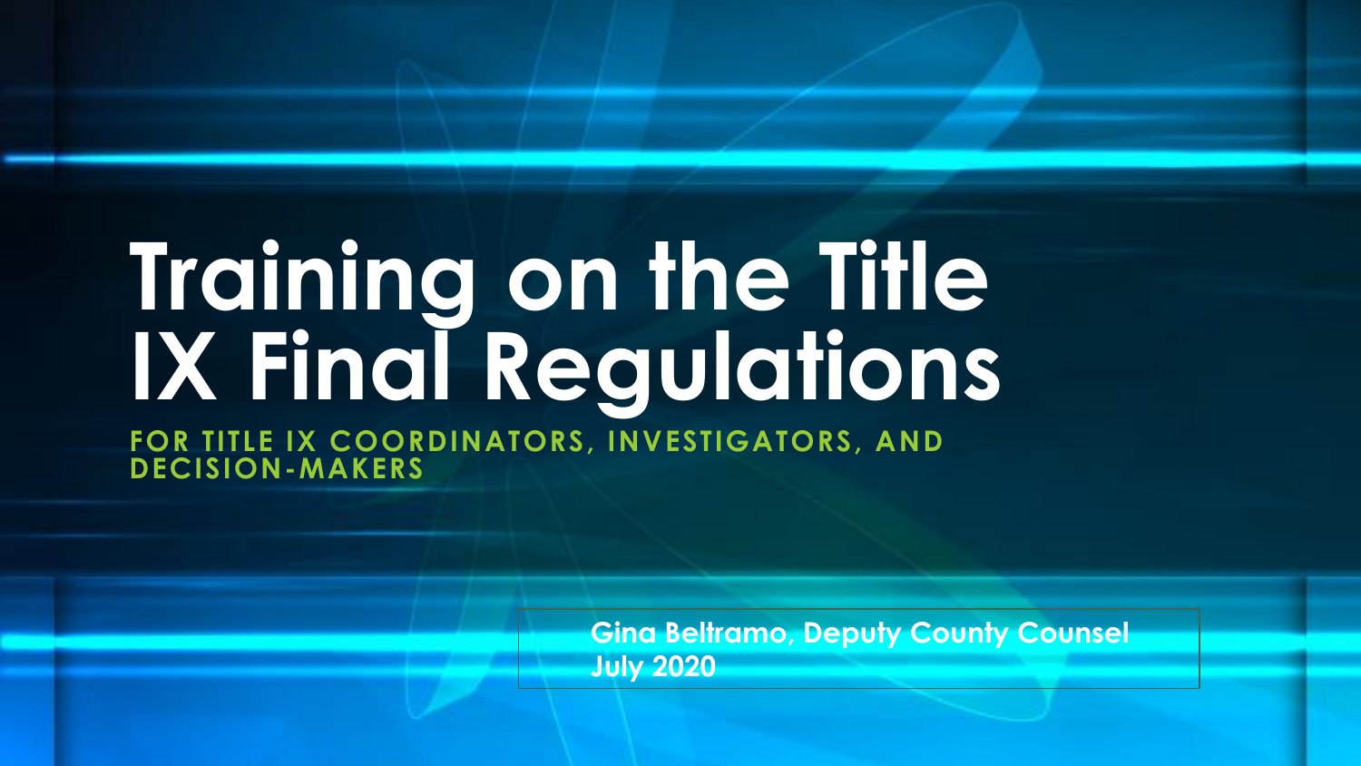# Training on the Title IX Final Regulations

**FOR TITLE IX COORDINATORS, INVESTIGATORS, AND DECISION-MAKERS**

**Gina Beltramo, Deputy County Counsel**
**July 2020**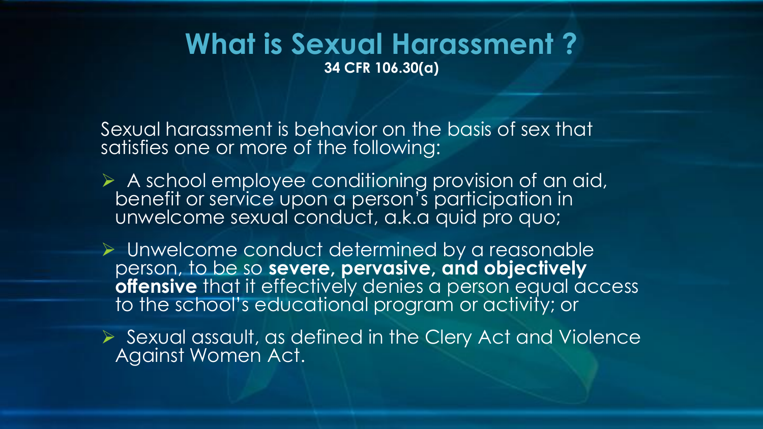# What is Sexual Harassment ?

**34 CFR 106.30(a)**

Sexual harassment is behavior on the basis of sex that satisfies one or more of the following:

- A school employee conditioning provision of an aid, benefit or service upon a person's participation in unwelcome sexual conduct, a.k.a quid pro quo;
- Unwelcome conduct determined by a reasonable person, to be so **severe, pervasive, and objectively offensive** that it effectively denies a person equal access to the school's educational program or activity; or
- Sexual assault, as defined in the Clery Act and Violence Against Women Act.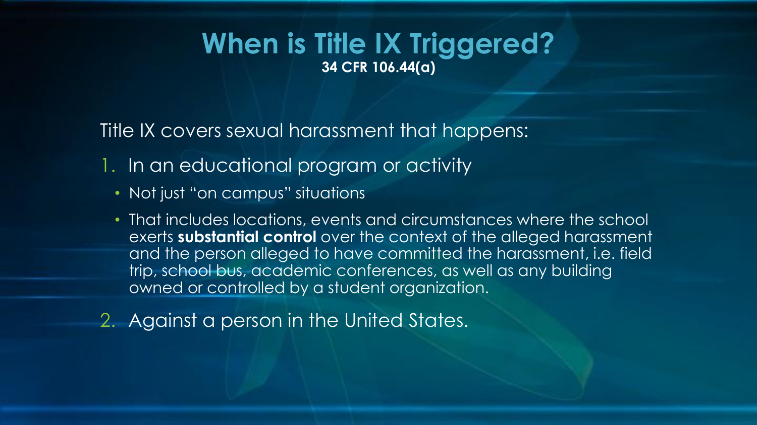# When is Title IX Triggered?

**34 CFR 106.44(a)**

Title IX covers sexual harassment that happens:

1. In an educational program or activity
   - Not just "on campus" situations
   - That includes locations, events and circumstances where the school exerts **substantial control** over the context of the alleged harassment and the person alleged to have committed the harassment, i.e. field trip, school bus, academic conferences, as well as any building owned or controlled by a student organization.
2. Against a person in the United States.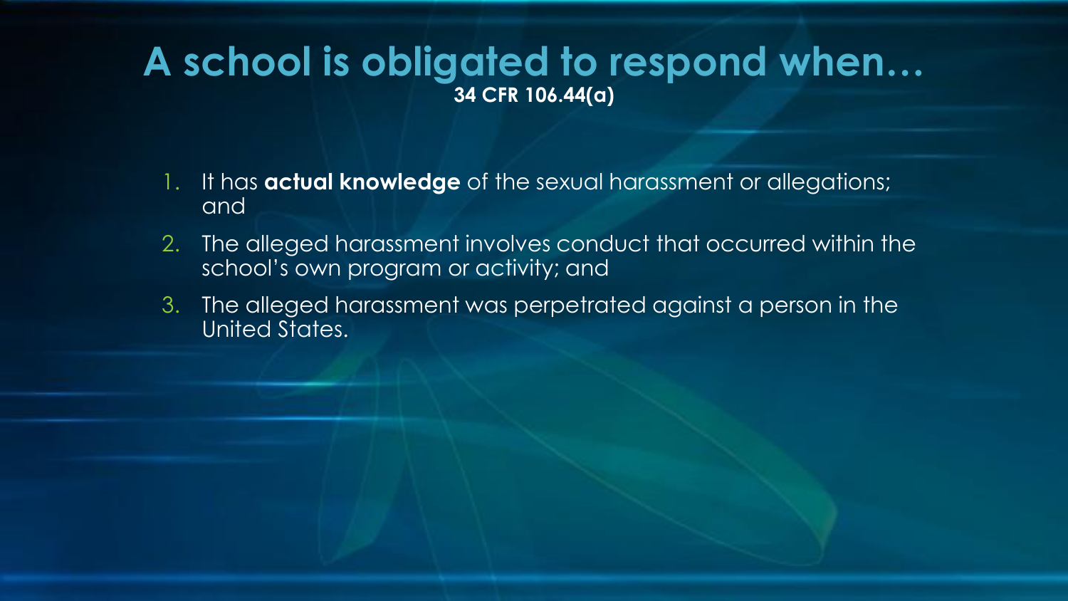# A school is obligated to respond when…

**34 CFR 106.44(a)**

1. It has **actual knowledge** of the sexual harassment or allegations; and
2. The alleged harassment involves conduct that occurred within the school's own program or activity; and
3. The alleged harassment was perpetrated against a person in the United States.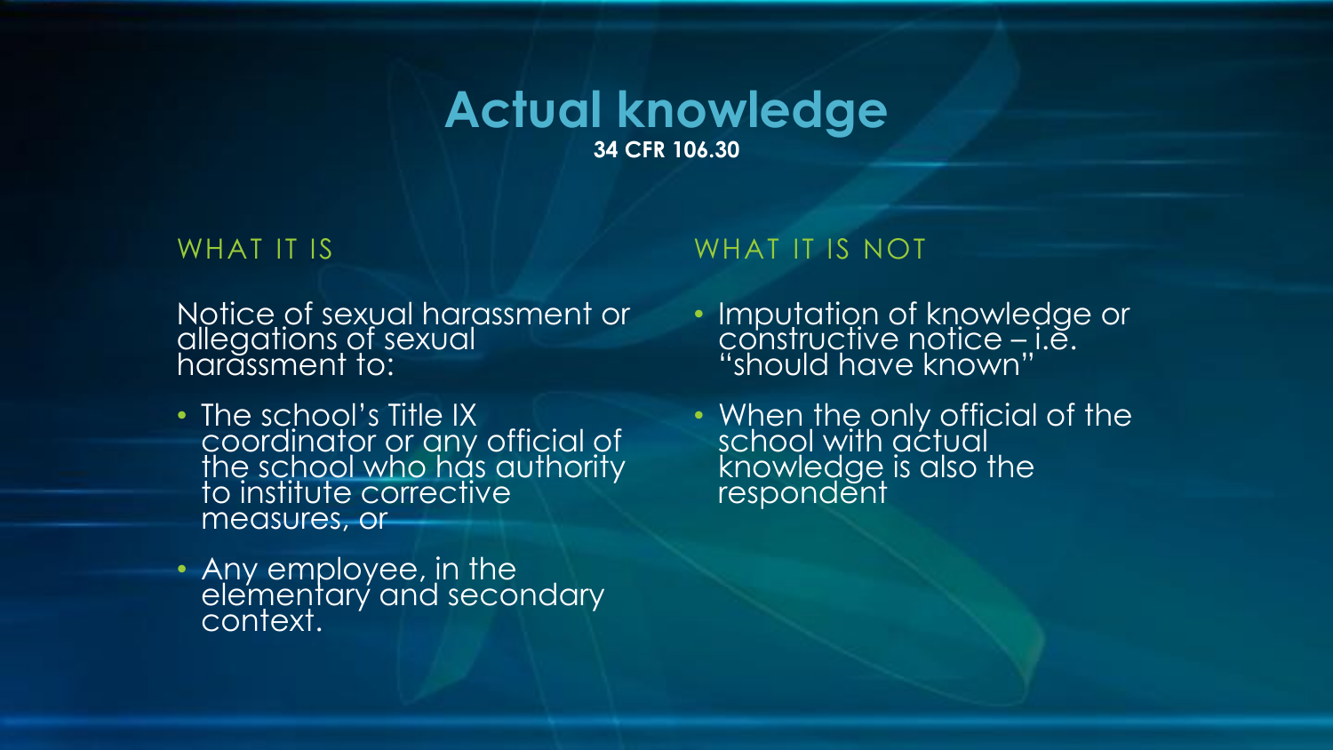# Actual knowledge

**34 CFR 106.30**

## WHAT IT IS

Notice of sexual harassment or allegations of sexual harassment to:

- The school's Title IX coordinator or any official of the school who has authority to institute corrective measures, or
- Any employee, in the elementary and secondary context.

## WHAT IT IS NOT

- Imputation of knowledge or constructive notice – i.e. "should have known"
- When the only official of the school with actual knowledge is also the respondent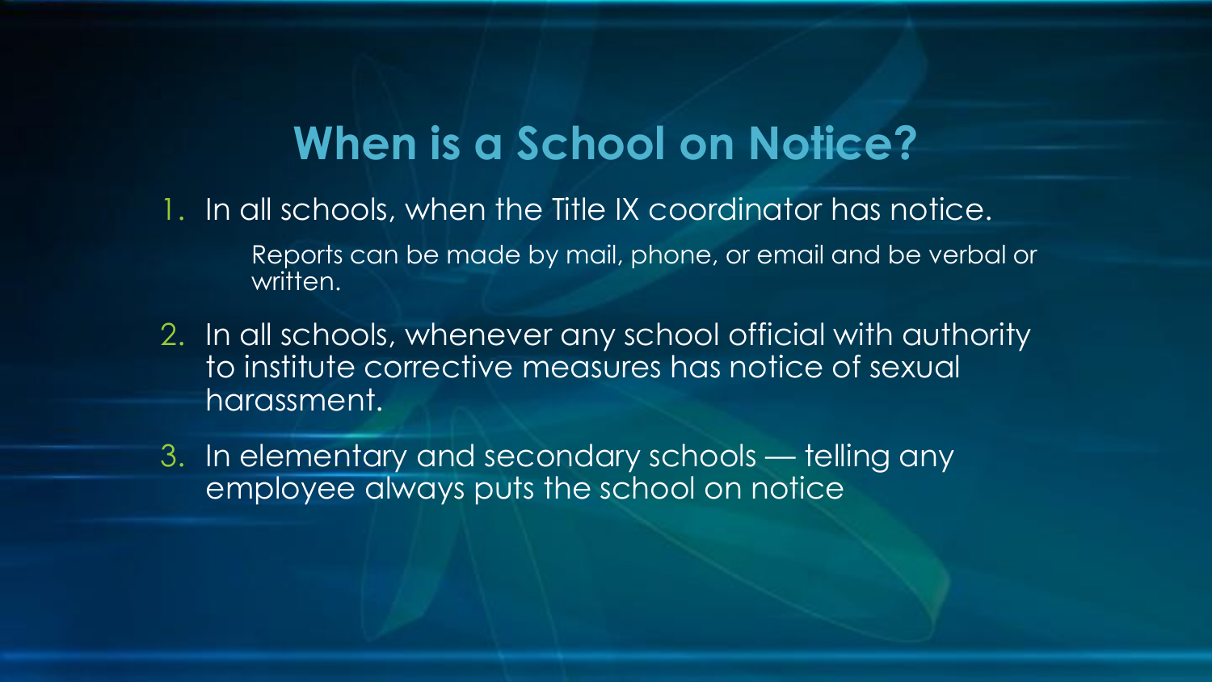# When is a School on Notice?

1. In all schools, when the Title IX coordinator has notice.

   Reports can be made by mail, phone, or email and be verbal or written.

2. In all schools, whenever any school official with authority to institute corrective measures has notice of sexual harassment.
3. In elementary and secondary schools — telling any employee always puts the school on notice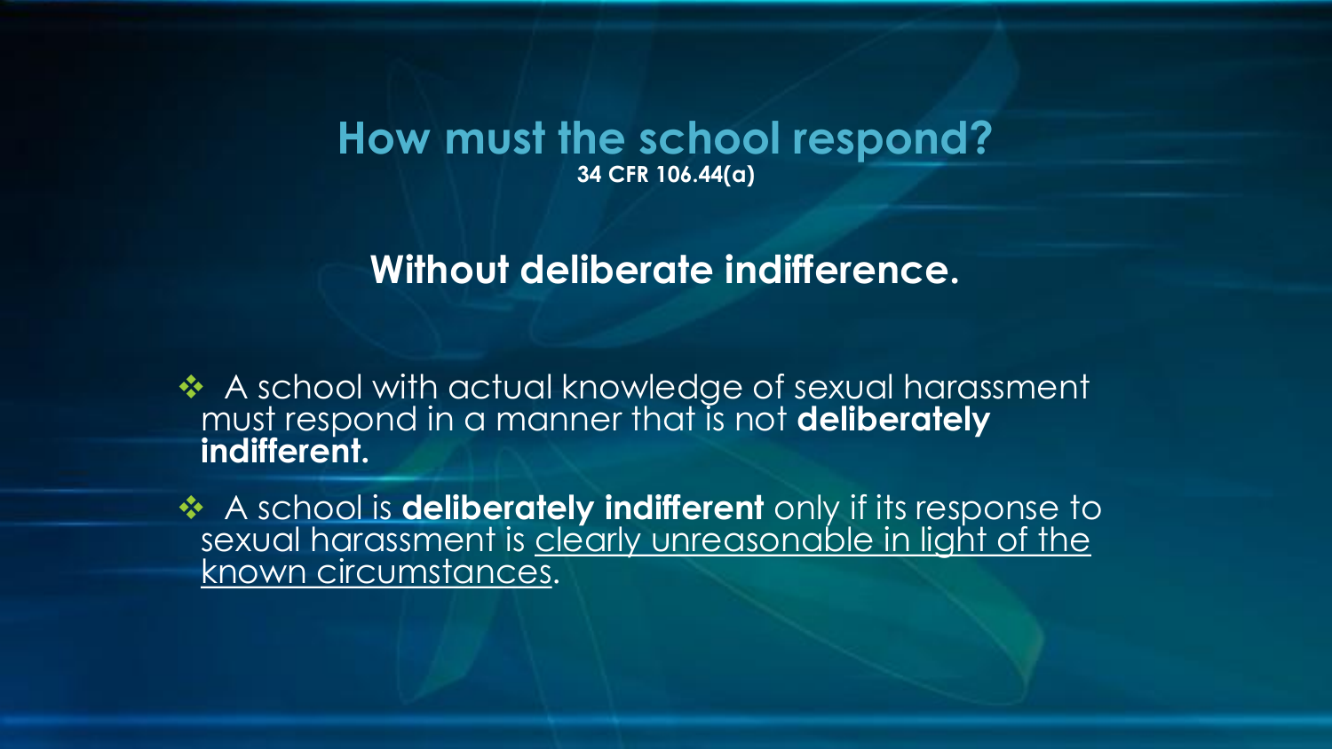# How must the school respond?

**34 CFR 106.44(a)**

## Without deliberate indifference.

- A school with actual knowledge of sexual harassment must respond in a manner that is not **deliberately indifferent.**
- A school is **deliberately indifferent** only if its response to sexual harassment is <u>clearly unreasonable in light of the known circumstances</u>.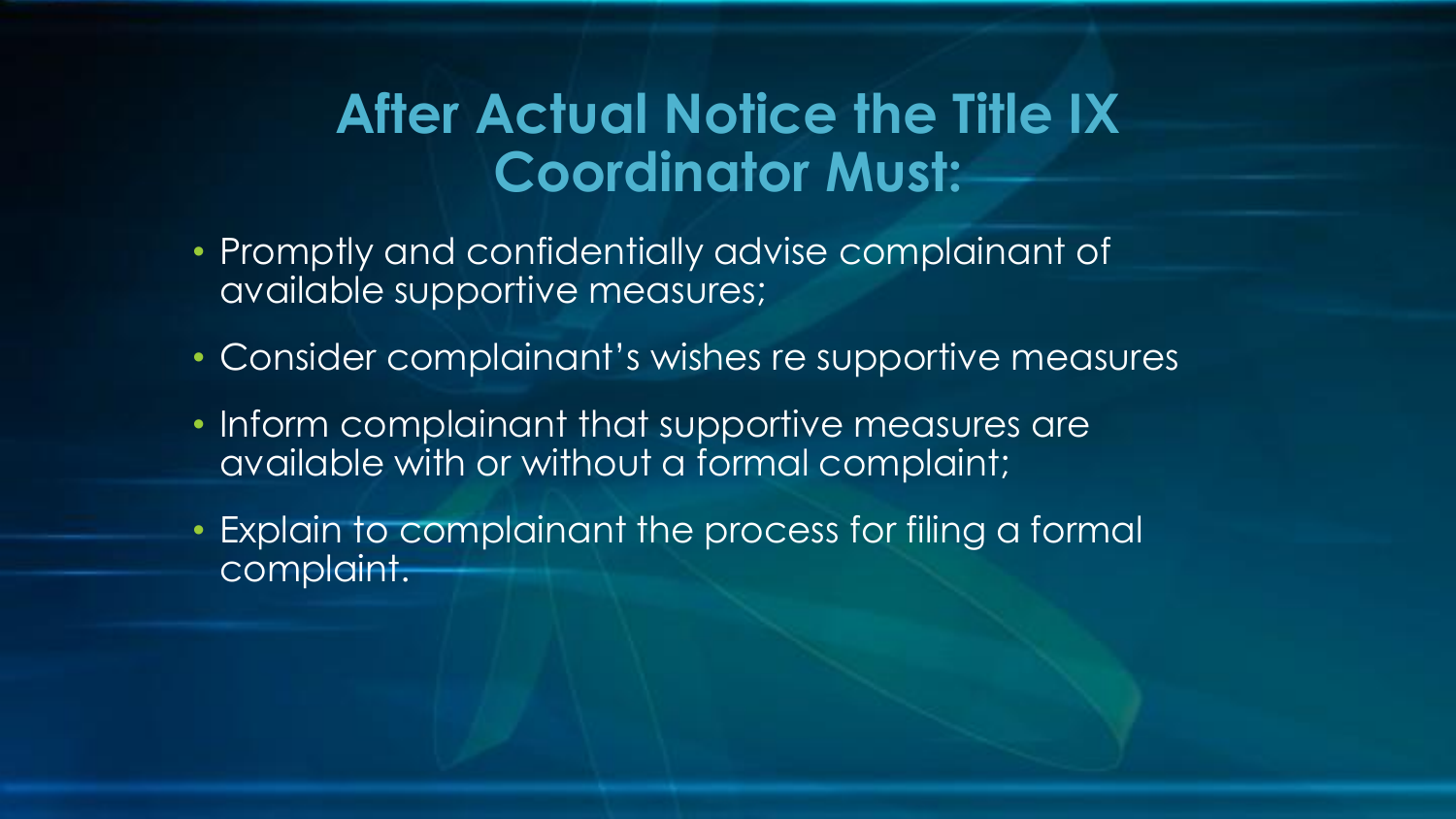# After Actual Notice the Title IX Coordinator Must:

- Promptly and confidentially advise complainant of available supportive measures;
- Consider complainant's wishes re supportive measures
- Inform complainant that supportive measures are available with or without a formal complaint;
- Explain to complainant the process for filing a formal complaint.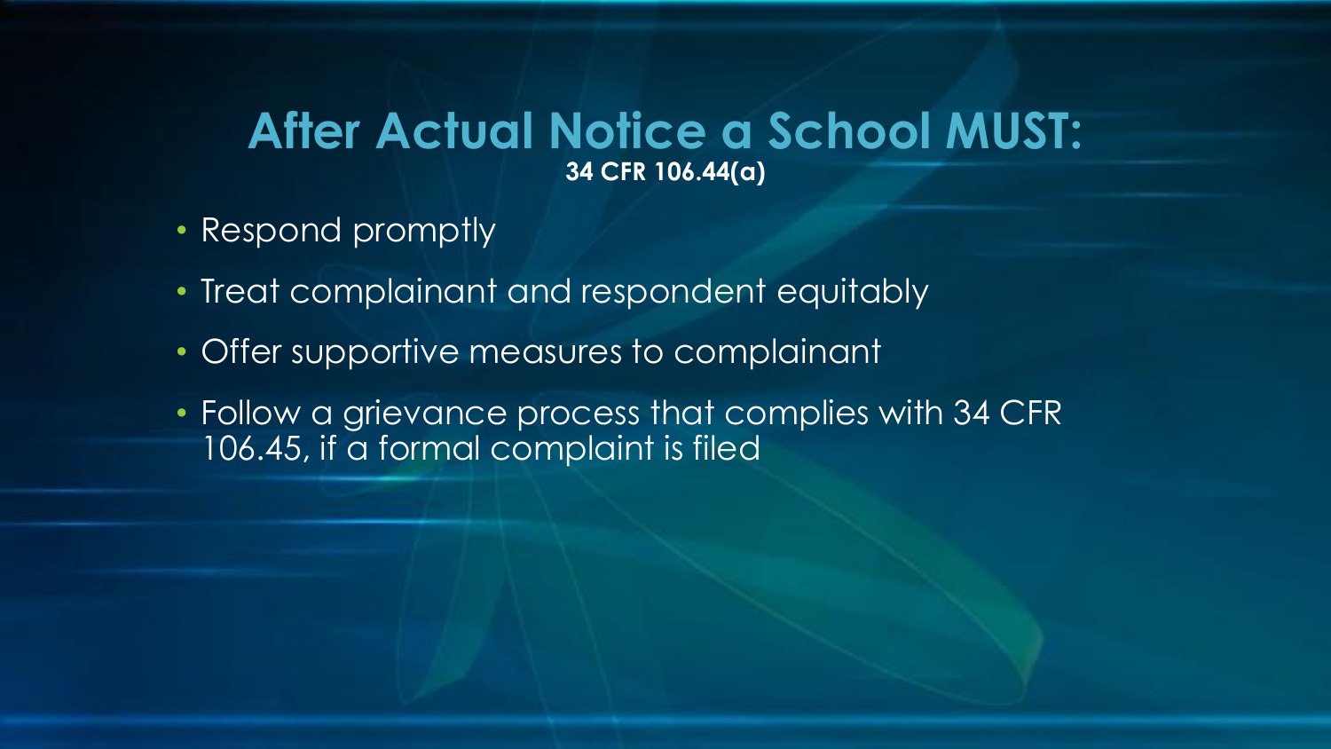# After Actual Notice a School MUST:

**34 CFR 106.44(a)**

- Respond promptly
- Treat complainant and respondent equitably
- Offer supportive measures to complainant
- Follow a grievance process that complies with 34 CFR 106.45, if a formal complaint is filed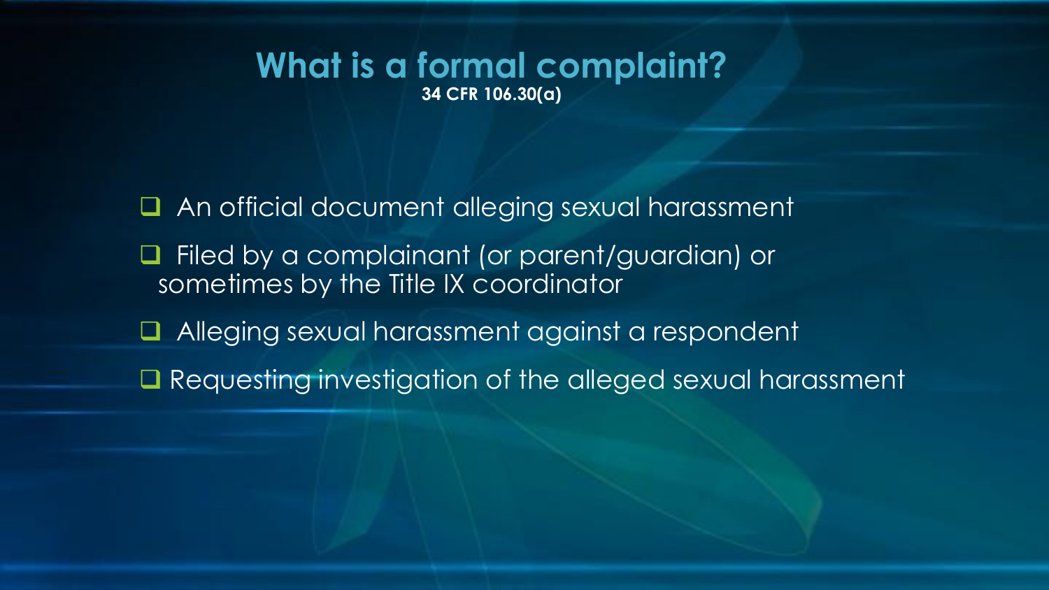# What is a formal complaint?

**34 CFR 106.30(a)**

- An official document alleging sexual harassment
- Filed by a complainant (or parent/guardian) or sometimes by the Title IX coordinator
- Alleging sexual harassment against a respondent
- Requesting investigation of the alleged sexual harassment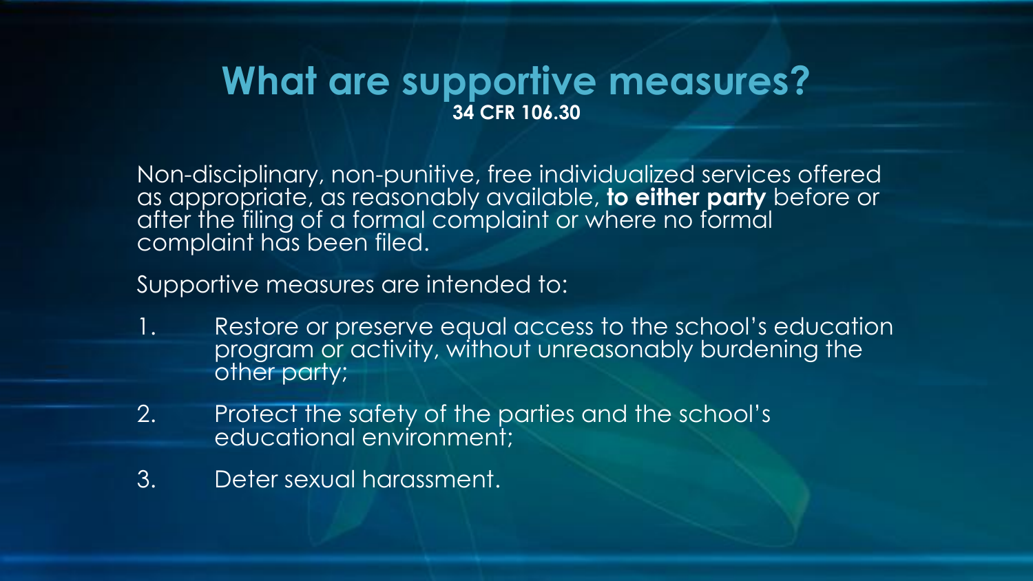# What are supportive measures?

**34 CFR 106.30**

Non-disciplinary, non-punitive, free individualized services offered as appropriate, as reasonably available, **to either party** before or after the filing of a formal complaint or where no formal complaint has been filed.

Supportive measures are intended to:

1. Restore or preserve equal access to the school's education program or activity, without unreasonably burdening the other party;
2. Protect the safety of the parties and the school's educational environment;
3. Deter sexual harassment.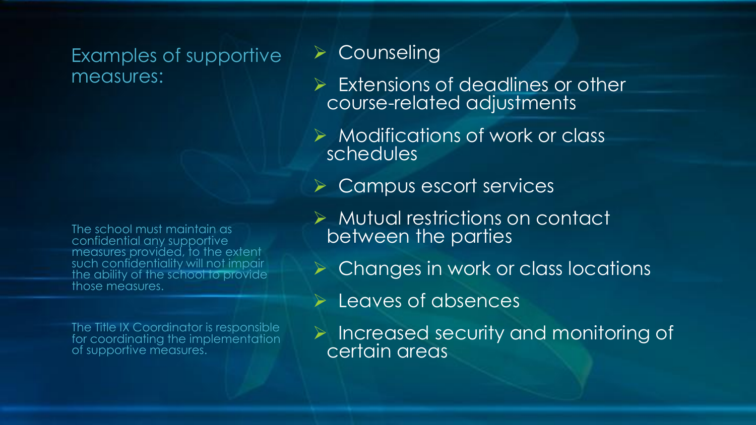## Examples of supportive measures:

- Counseling
- Extensions of deadlines or other course-related adjustments
- Modifications of work or class schedules
- Campus escort services
- Mutual restrictions on contact between the parties
- Changes in work or class locations
- Leaves of absences
- Increased security and monitoring of certain areas

The school must maintain as confidential any supportive measures provided, to the extent such confidentiality will not impair the ability of the school to provide those measures.

The Title IX Coordinator is responsible for coordinating the implementation of supportive measures.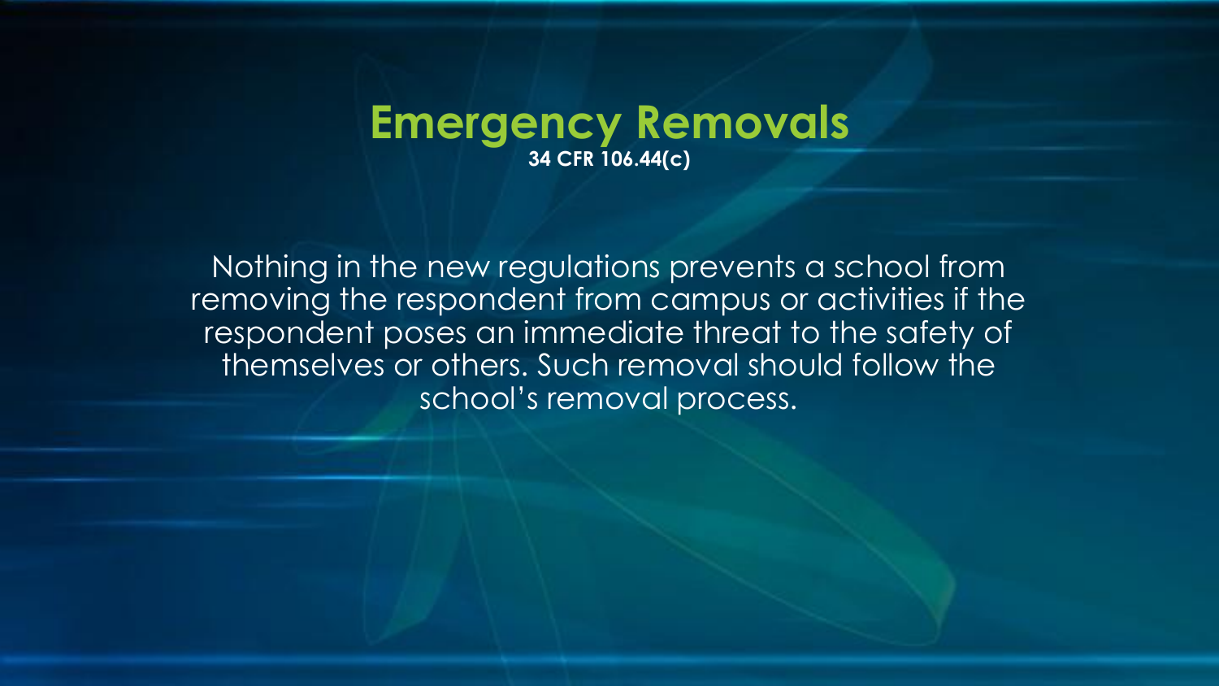# Emergency Removals

**34 CFR 106.44(c)**

Nothing in the new regulations prevents a school from removing the respondent from campus or activities if the respondent poses an immediate threat to the safety of themselves or others. Such removal should follow the school's removal process.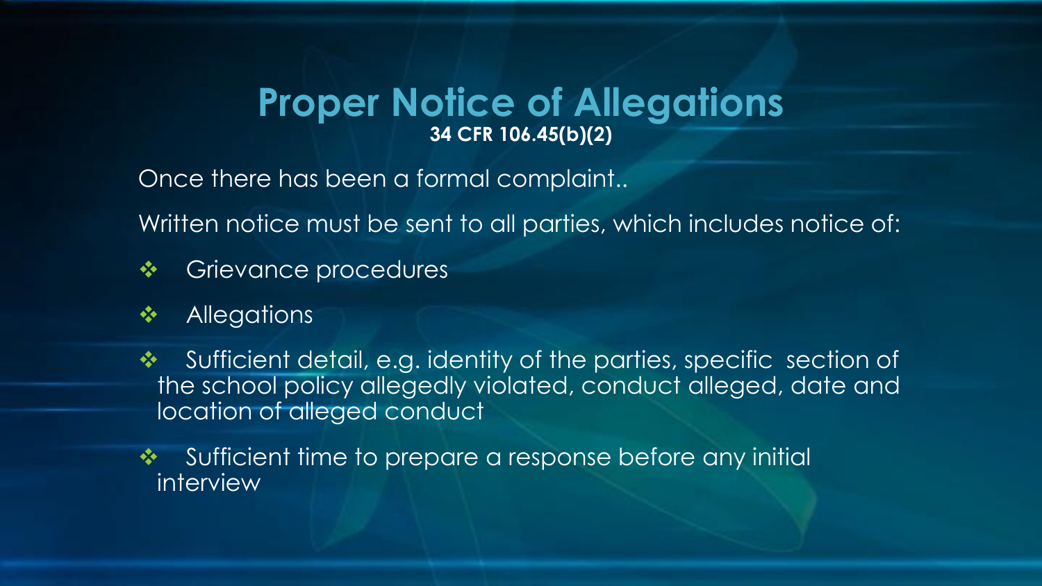# Proper Notice of Allegations

**34 CFR 106.45(b)(2)**

Once there has been a formal complaint..

Written notice must be sent to all parties, which includes notice of:

- Grievance procedures
- Allegations
- Sufficient detail, e.g. identity of the parties, specific section of the school policy allegedly violated, conduct alleged, date and location of alleged conduct
- Sufficient time to prepare a response before any initial interview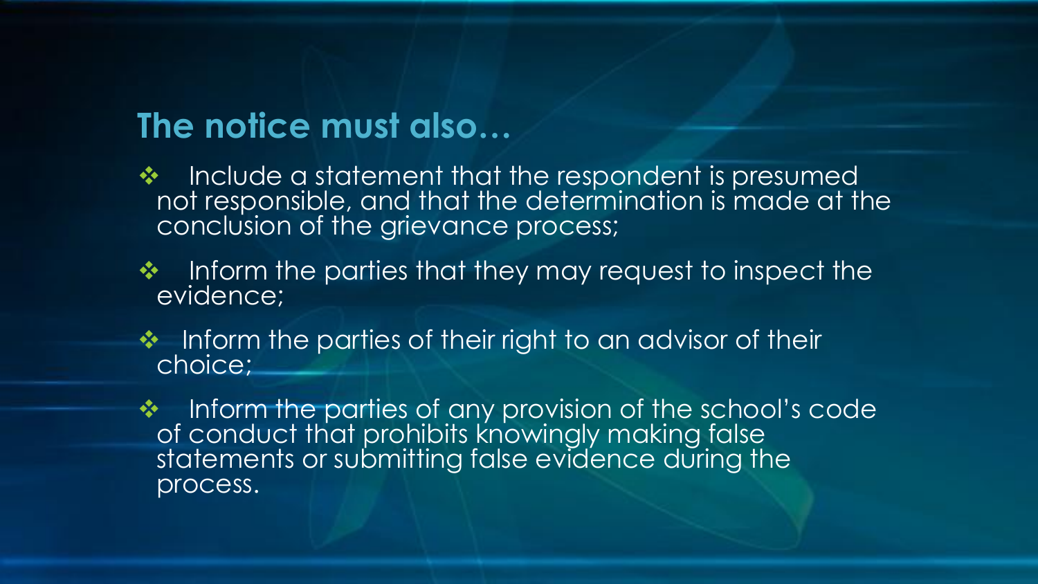## The notice must also…

- Include a statement that the respondent is presumed not responsible, and that the determination is made at the conclusion of the grievance process;
- Inform the parties that they may request to inspect the evidence;
- Inform the parties of their right to an advisor of their choice;
- Inform the parties of any provision of the school's code of conduct that prohibits knowingly making false statements or submitting false evidence during the process.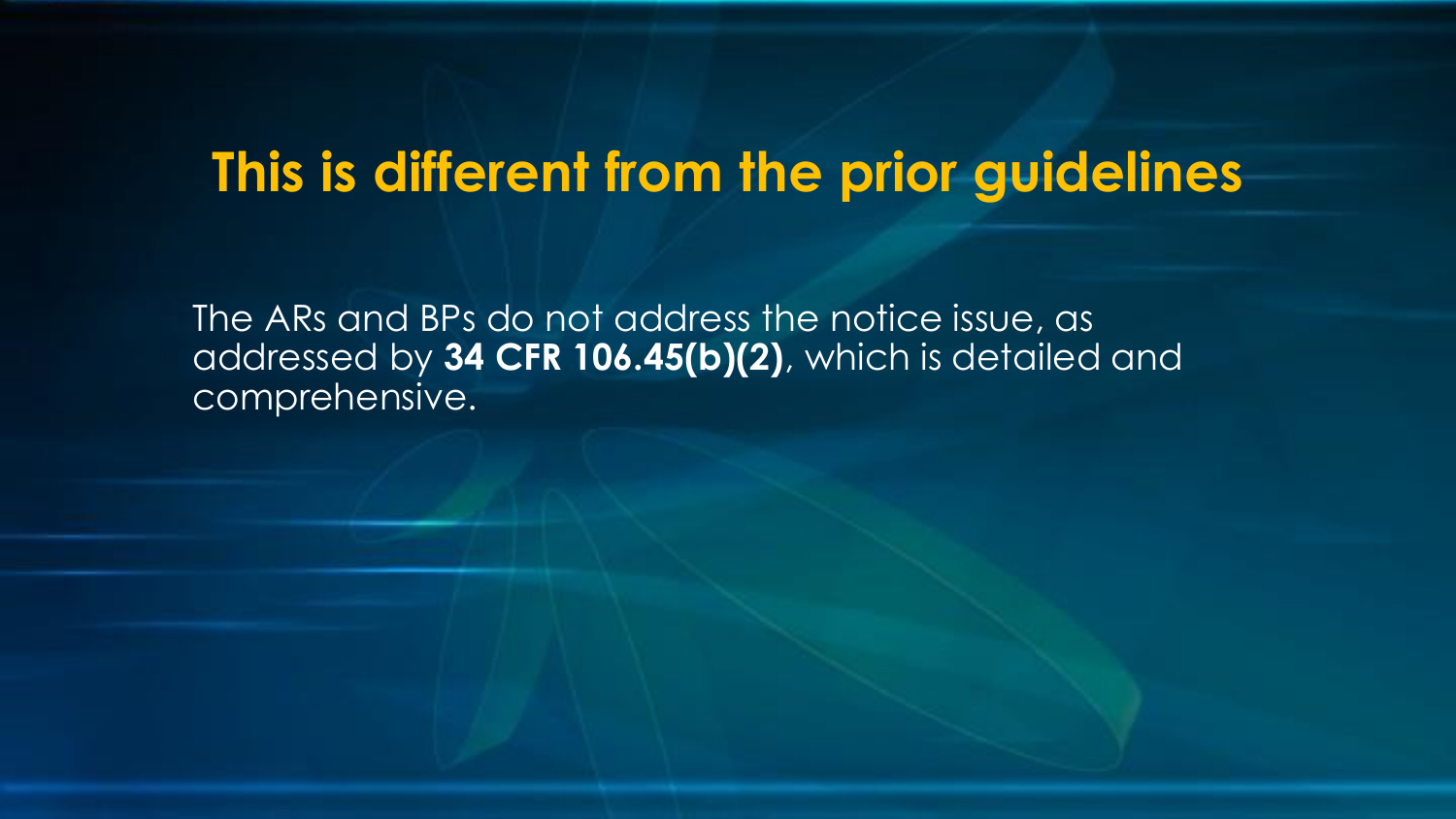# This is different from the prior guidelines

The ARs and BPs do not address the notice issue, as addressed by **34 CFR 106.45(b)(2)**, which is detailed and comprehensive.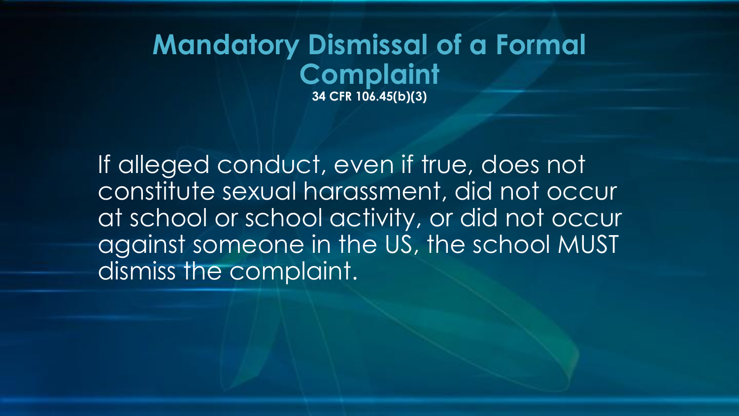# Mandatory Dismissal of a Formal Complaint

**34 CFR 106.45(b)(3)**

If alleged conduct, even if true, does not constitute sexual harassment, did not occur at school or school activity, or did not occur against someone in the US, the school MUST dismiss the complaint.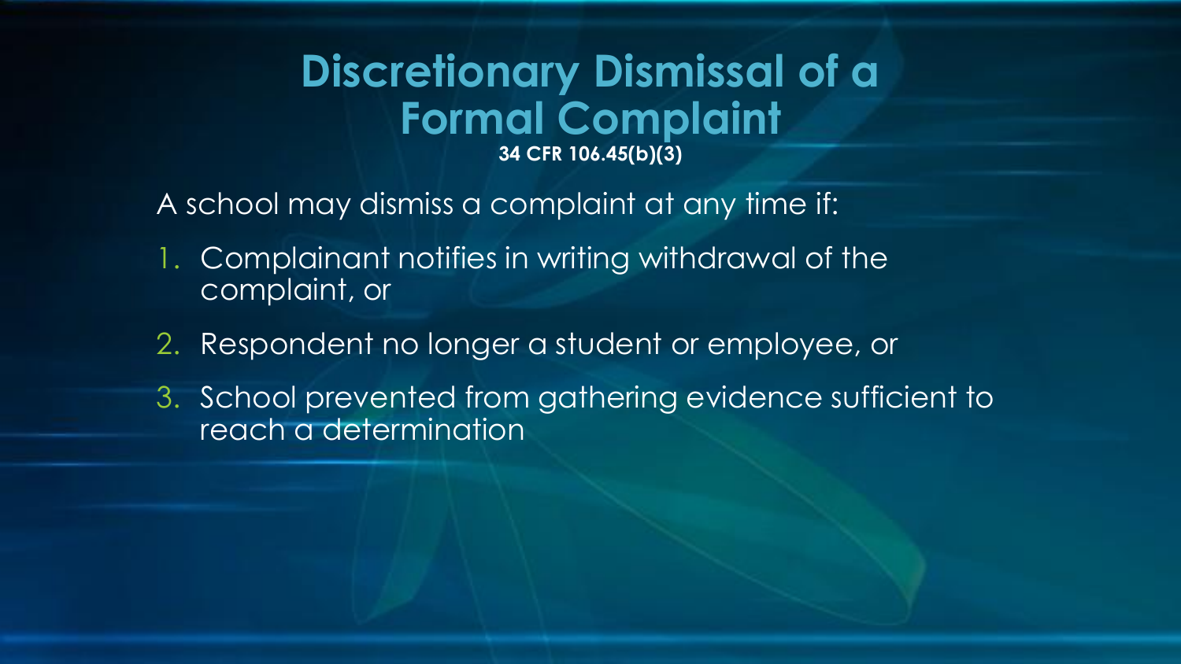# Discretionary Dismissal of a Formal Complaint

**34 CFR 106.45(b)(3)**

A school may dismiss a complaint at any time if:

1. Complainant notifies in writing withdrawal of the complaint, or
2. Respondent no longer a student or employee, or
3. School prevented from gathering evidence sufficient to reach a determination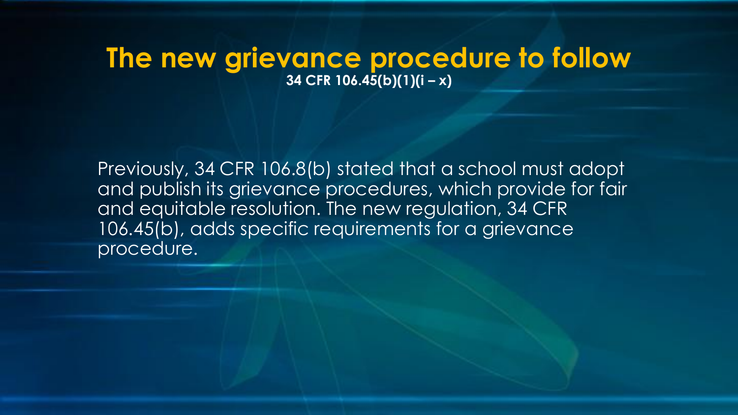# The new grievance procedure to follow

**34 CFR 106.45(b)(1)(i – x)**

Previously, 34 CFR 106.8(b) stated that a school must adopt and publish its grievance procedures, which provide for fair and equitable resolution. The new regulation, 34 CFR 106.45(b), adds specific requirements for a grievance procedure.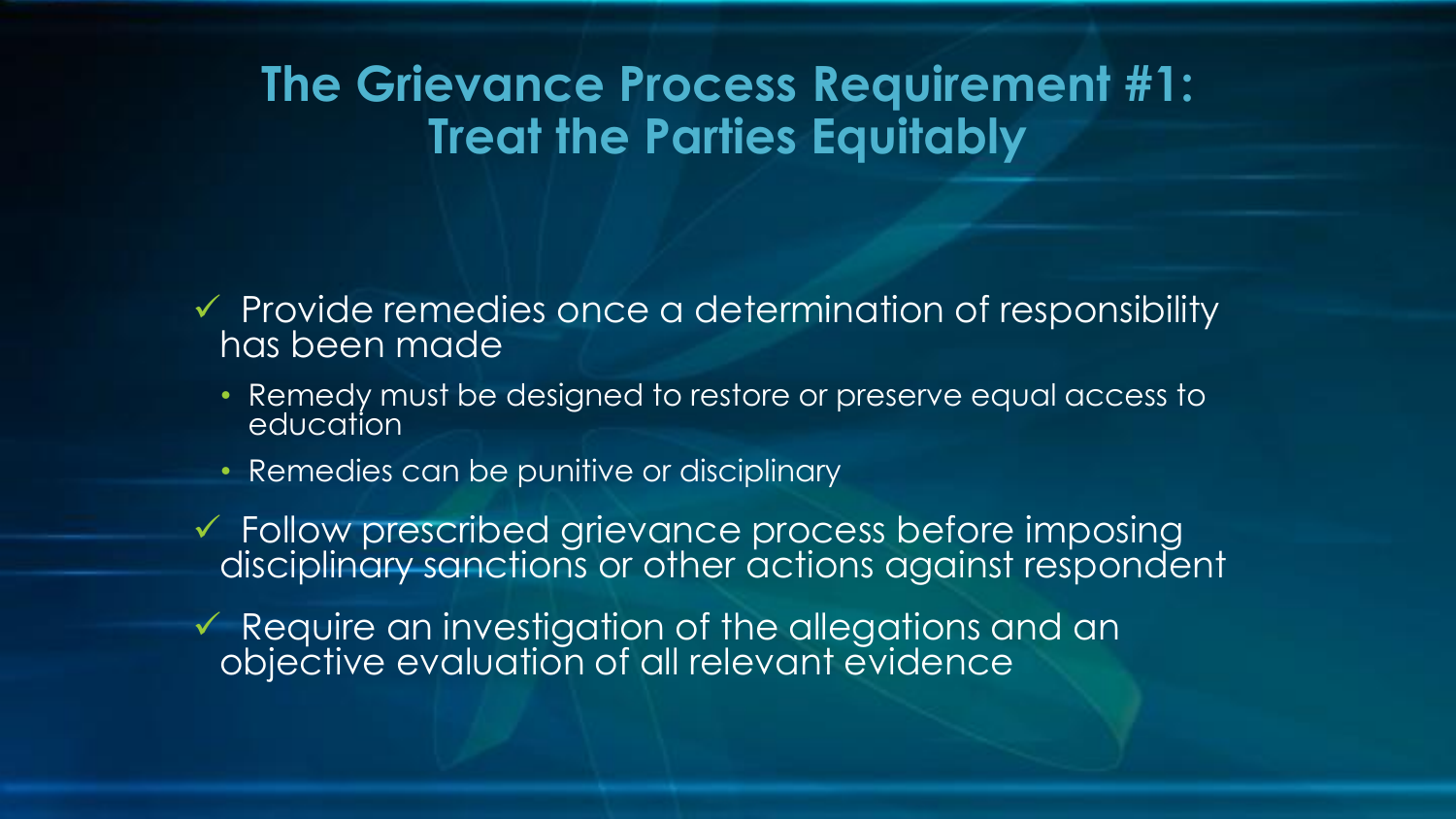# The Grievance Process Requirement #1: Treat the Parties Equitably

- ✓ Provide remedies once a determination of responsibility has been made
  - Remedy must be designed to restore or preserve equal access to education
  - Remedies can be punitive or disciplinary
- ✓ Follow prescribed grievance process before imposing disciplinary sanctions or other actions against respondent
- ✓ Require an investigation of the allegations and an objective evaluation of all relevant evidence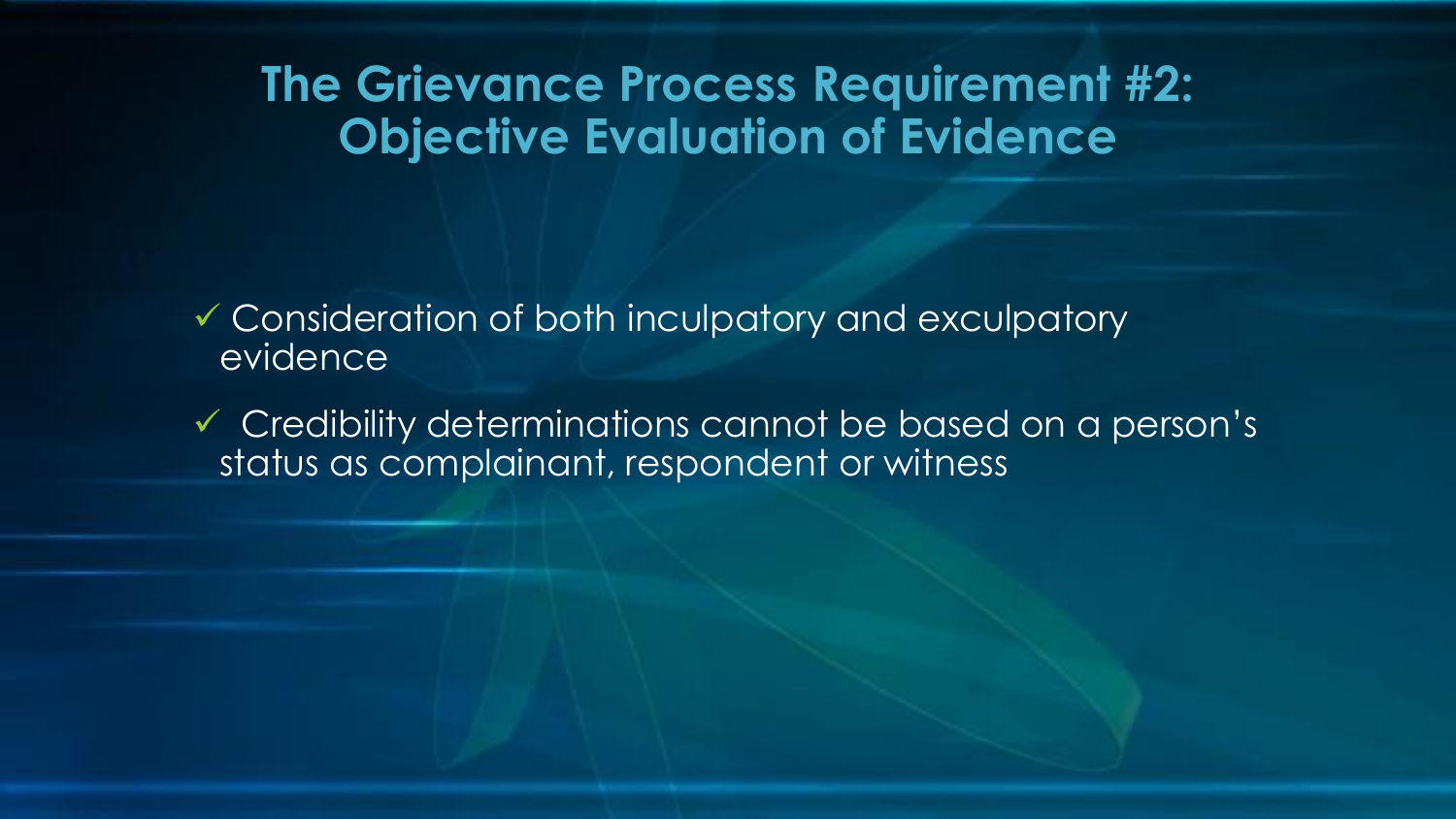# The Grievance Process Requirement #2: Objective Evaluation of Evidence

- ✓ Consideration of both inculpatory and exculpatory evidence
- ✓ Credibility determinations cannot be based on a person's status as complainant, respondent or witness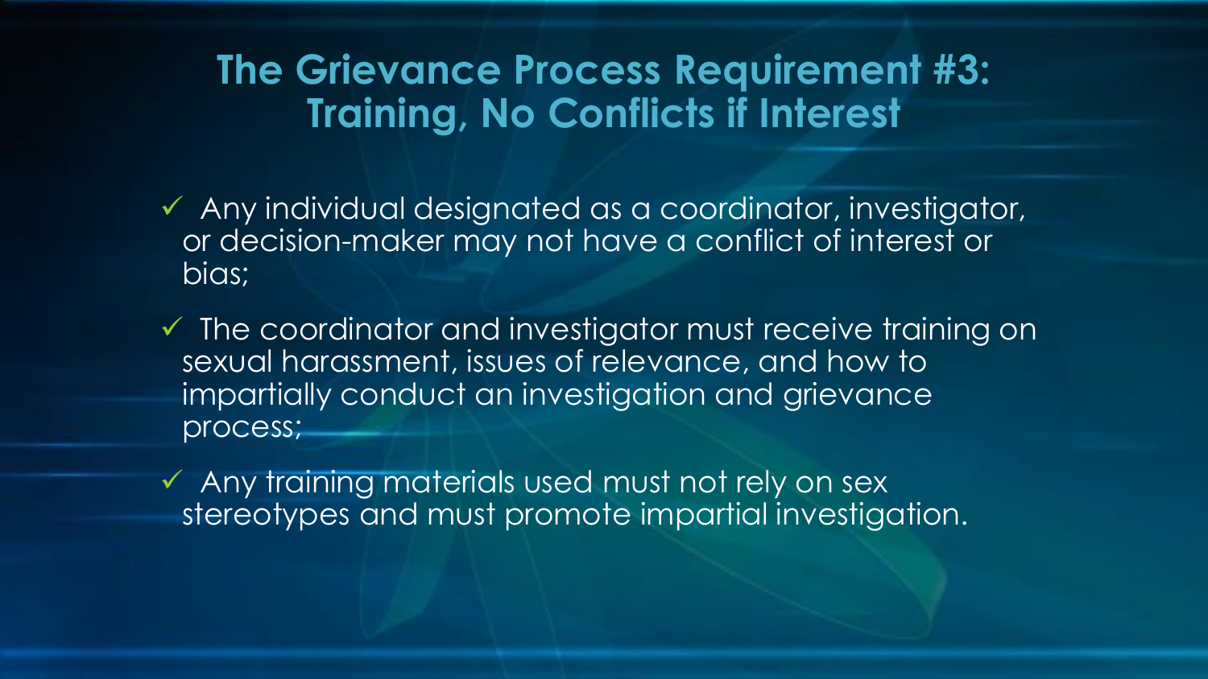# The Grievance Process Requirement #3: Training, No Conflicts if Interest

- ✓ Any individual designated as a coordinator, investigator, or decision-maker may not have a conflict of interest or bias;
- ✓ The coordinator and investigator must receive training on sexual harassment, issues of relevance, and how to impartially conduct an investigation and grievance process;
- ✓ Any training materials used must not rely on sex stereotypes and must promote impartial investigation.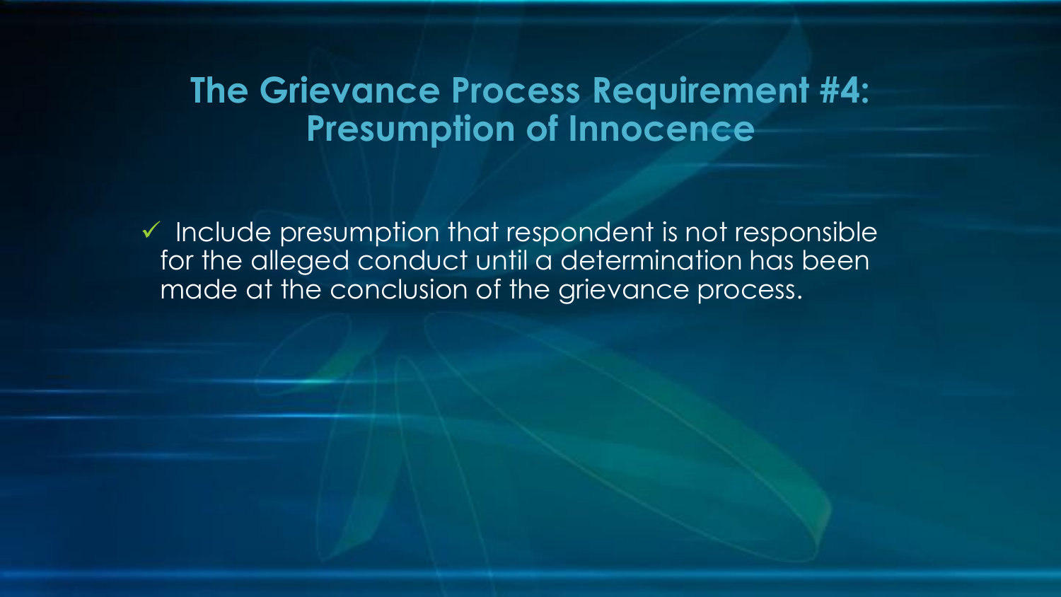## The Grievance Process Requirement #4: Presumption of Innocence

- ✓ Include presumption that respondent is not responsible for the alleged conduct until a determination has been made at the conclusion of the grievance process.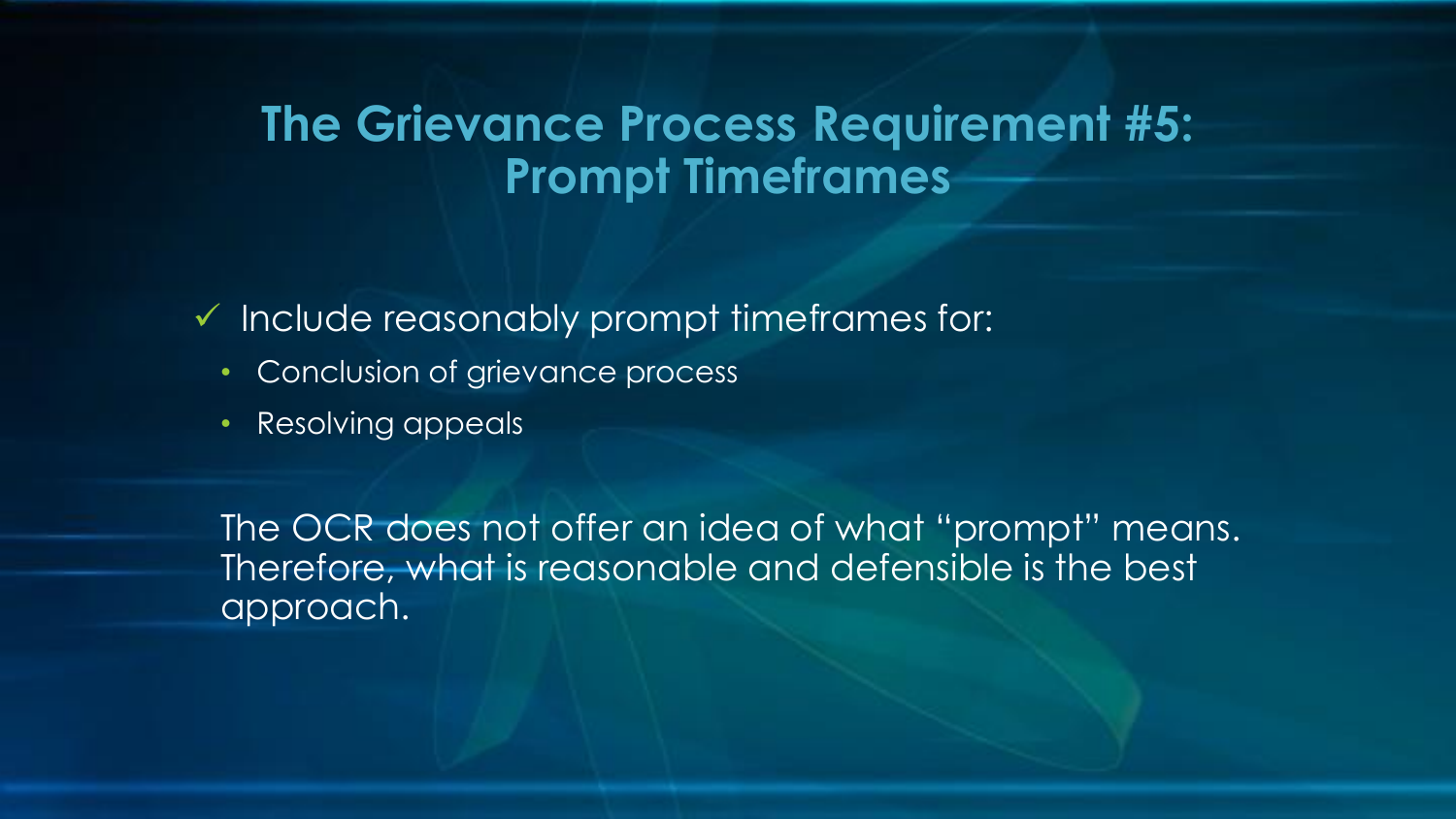# The Grievance Process Requirement #5: Prompt Timeframes

- ✓ Include reasonably prompt timeframes for:
  - Conclusion of grievance process
  - Resolving appeals

The OCR does not offer an idea of what "prompt" means. Therefore, what is reasonable and defensible is the best approach.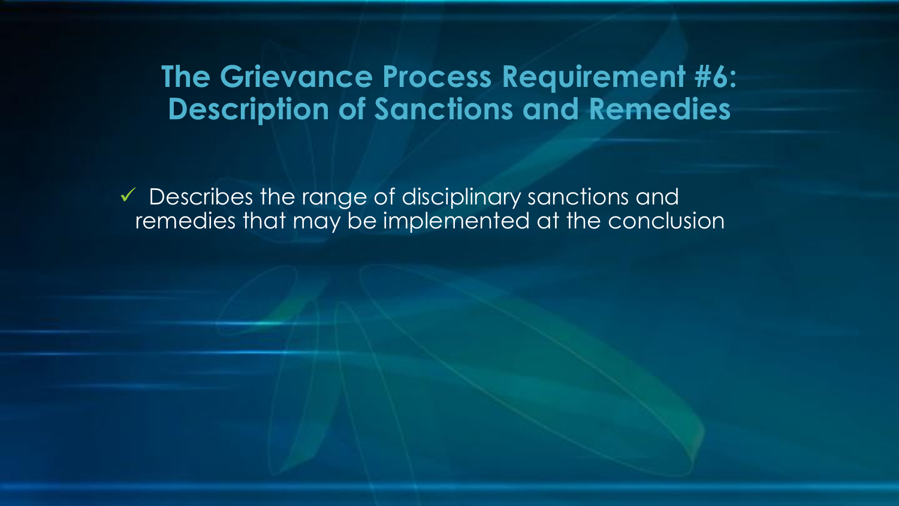# The Grievance Process Requirement #6: Description of Sanctions and Remedies

- ✓ Describes the range of disciplinary sanctions and remedies that may be implemented at the conclusion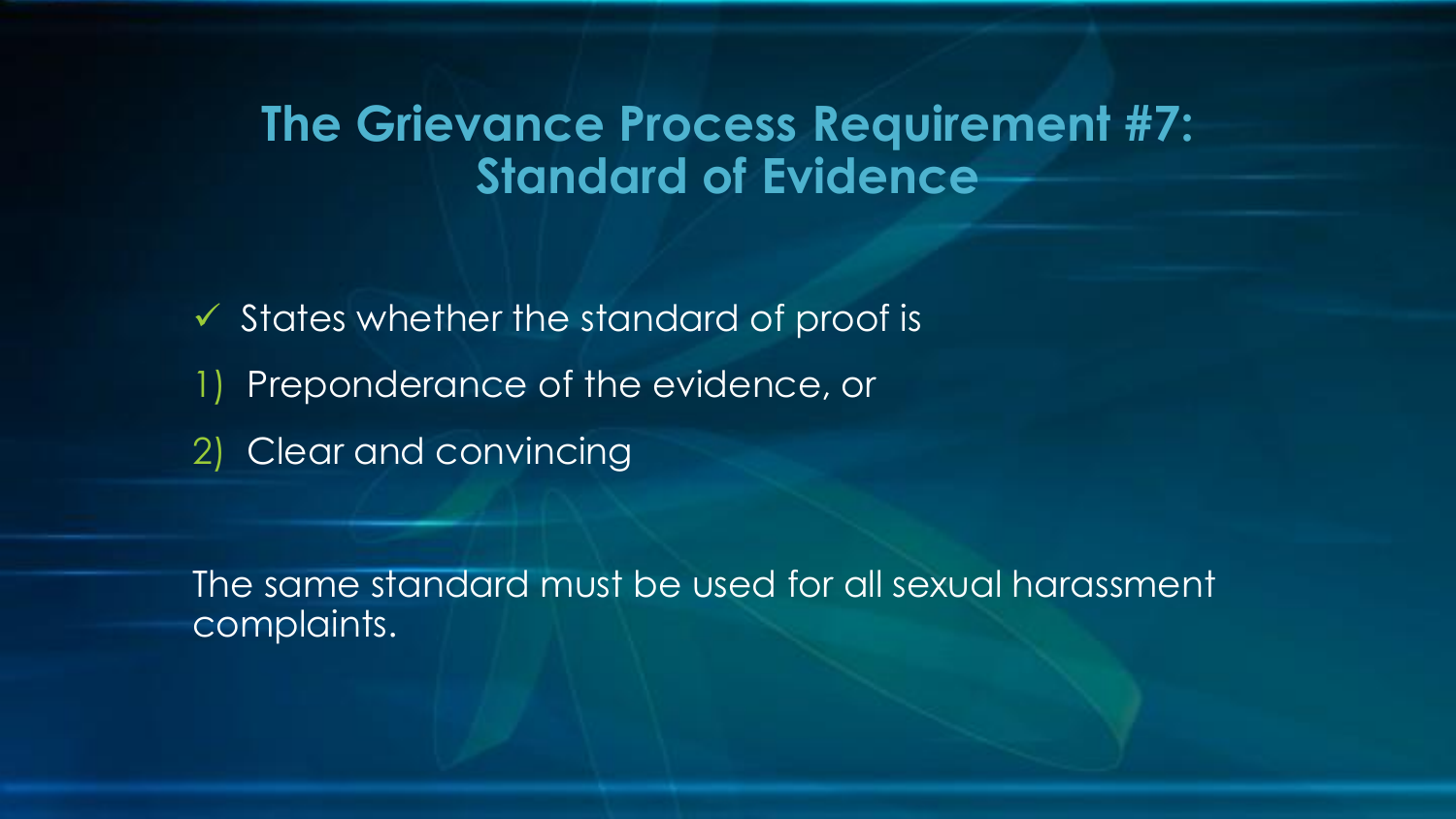# The Grievance Process Requirement #7: Standard of Evidence

- ✓ States whether the standard of proof is

1) Preponderance of the evidence, or
2) Clear and convincing

The same standard must be used for all sexual harassment complaints.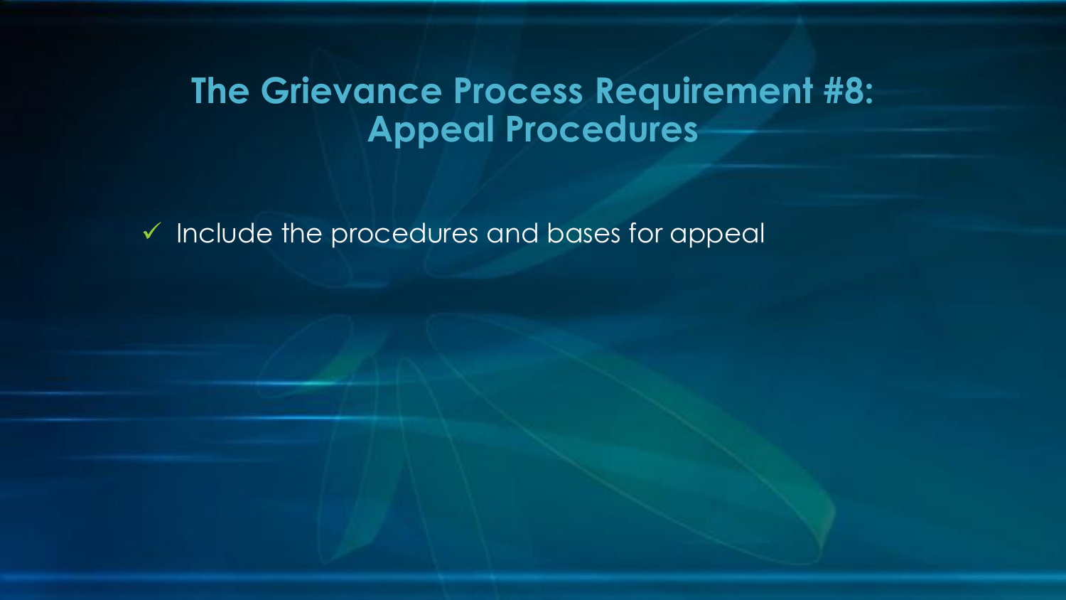# The Grievance Process Requirement #8: Appeal Procedures

- ✓ Include the procedures and bases for appeal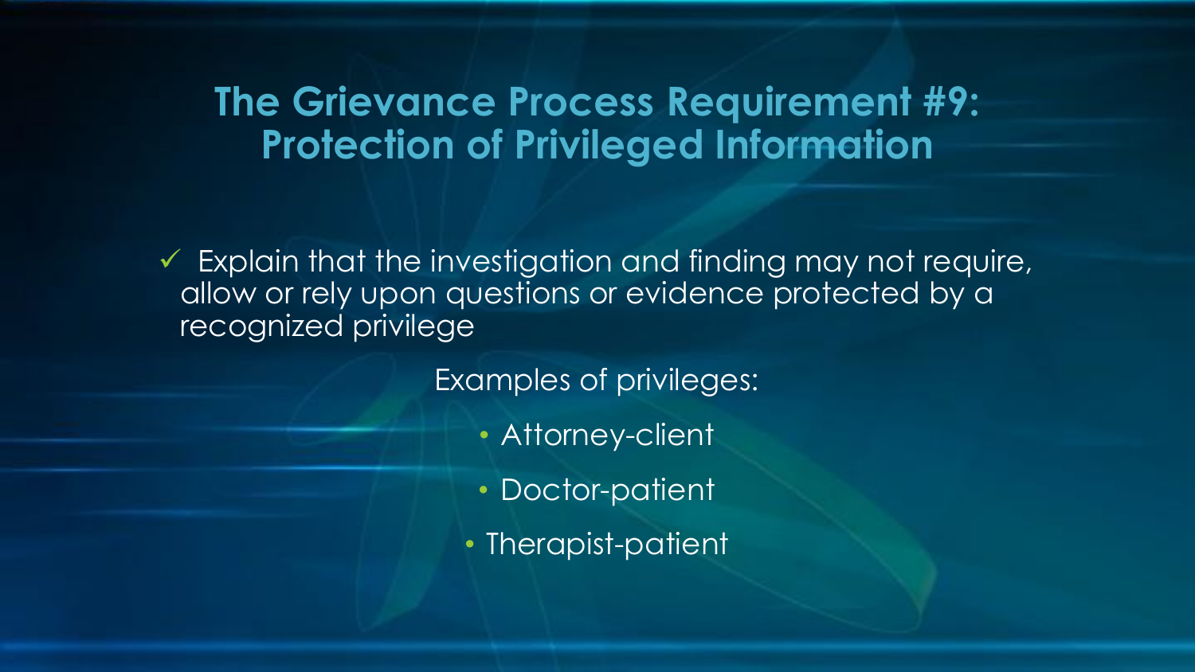# The Grievance Process Requirement #9: Protection of Privileged Information

- ✓ Explain that the investigation and finding may not require, allow or rely upon questions or evidence protected by a recognized privilege

Examples of privileges:

- Attorney-client
- Doctor-patient
- Therapist-patient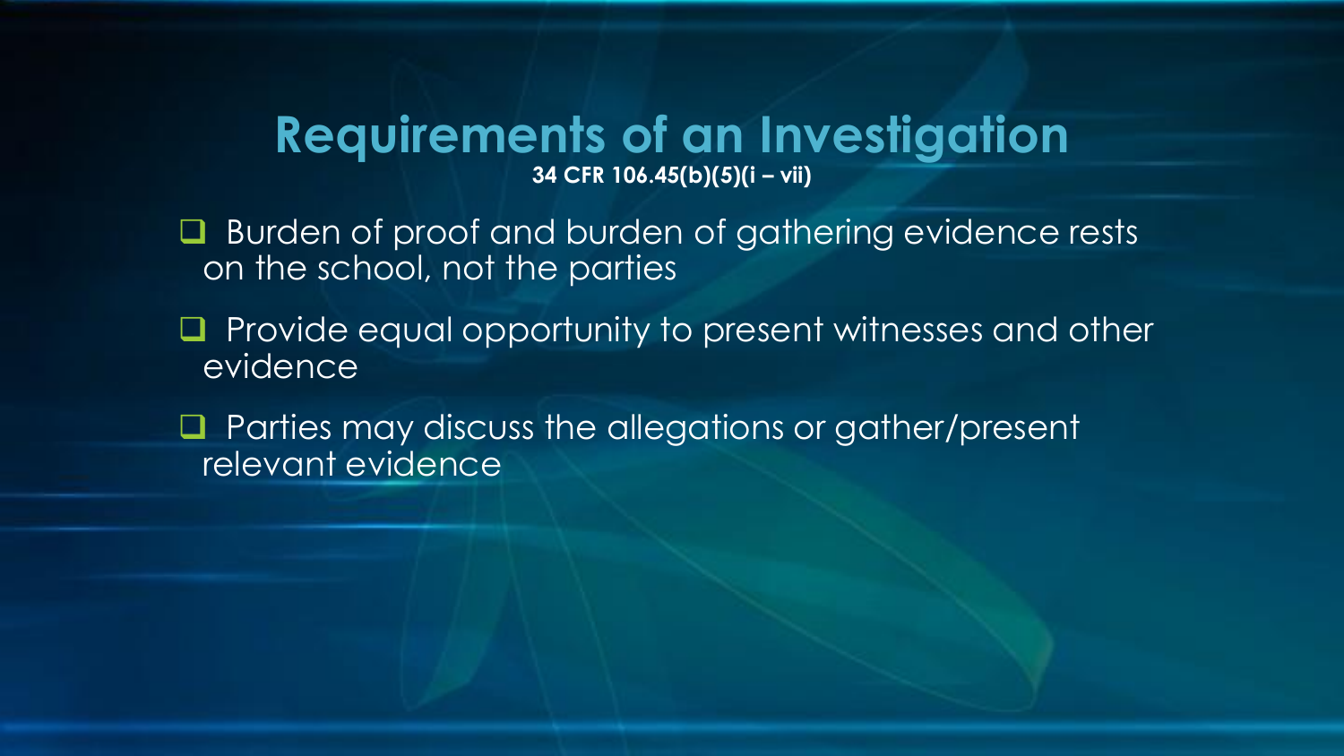## Requirements of an Investigation

**34 CFR 106.45(b)(5)(i – vii)**

- Burden of proof and burden of gathering evidence rests on the school, not the parties
- Provide equal opportunity to present witnesses and other evidence
- Parties may discuss the allegations or gather/present relevant evidence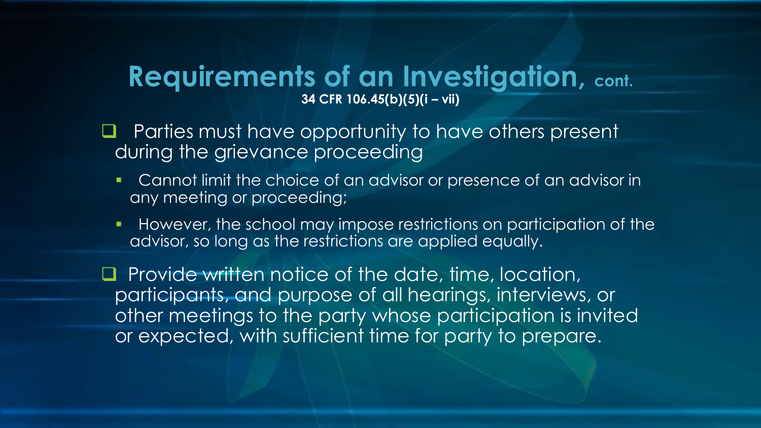# Requirements of an Investigation, cont.

**34 CFR 106.45(b)(5)(i – vii)**

- Parties must have opportunity to have others present during the grievance proceeding
  - Cannot limit the choice of an advisor or presence of an advisor in any meeting or proceeding;
  - However, the school may impose restrictions on participation of the advisor, so long as the restrictions are applied equally.
- Provide written notice of the date, time, location, participants, and purpose of all hearings, interviews, or other meetings to the party whose participation is invited or expected, with sufficient time for party to prepare.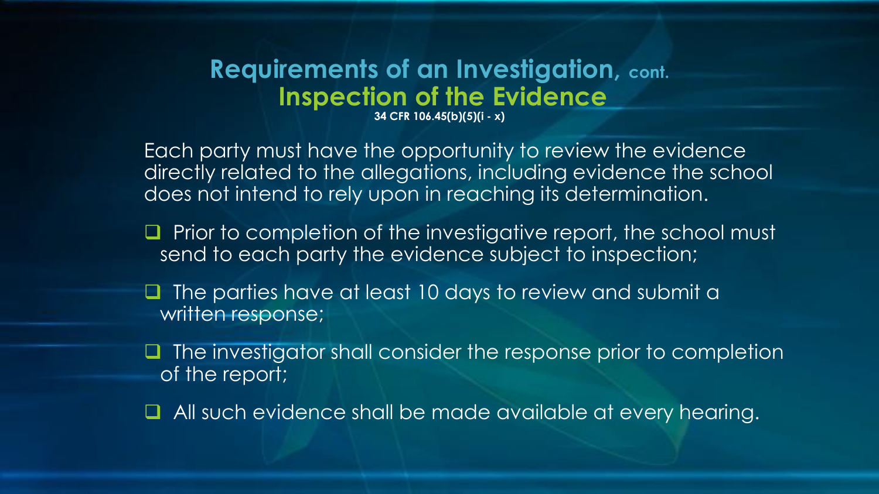## Requirements of an Investigation, cont.

### Inspection of the Evidence

**34 CFR 106.45(b)(5)(i - x)**

Each party must have the opportunity to review the evidence directly related to the allegations, including evidence the school does not intend to rely upon in reaching its determination.

- Prior to completion of the investigative report, the school must send to each party the evidence subject to inspection;
- The parties have at least 10 days to review and submit a written response;
- The investigator shall consider the response prior to completion of the report;
- All such evidence shall be made available at every hearing.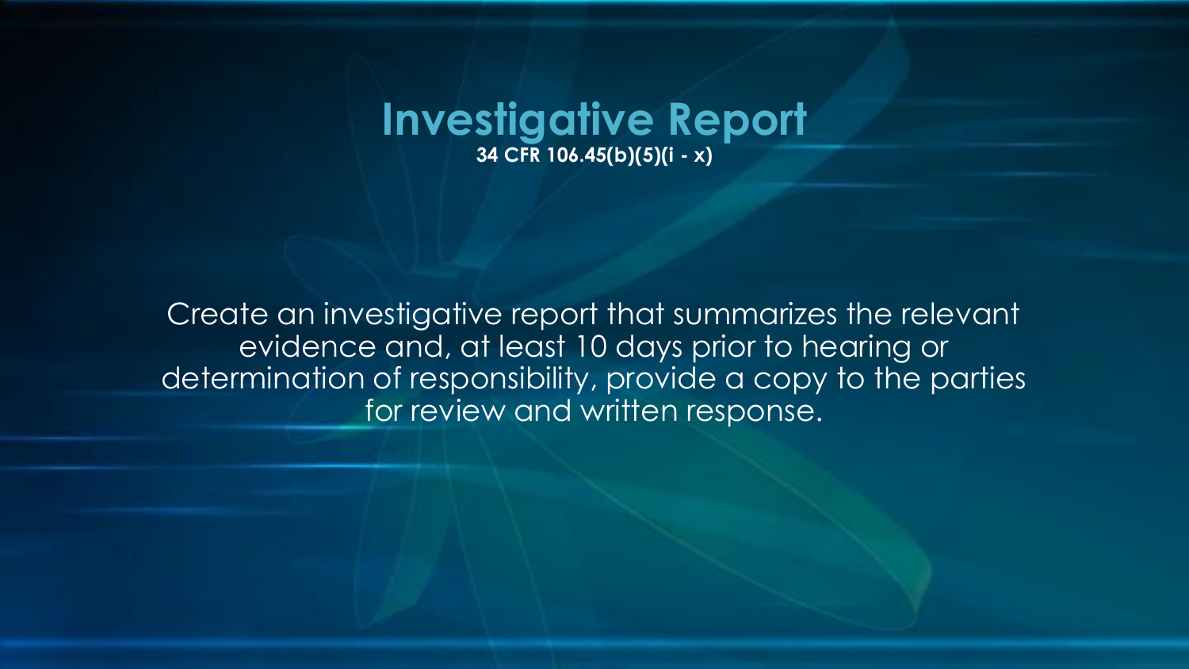# Investigative Report

**34 CFR 106.45(b)(5)(i - x)**

Create an investigative report that summarizes the relevant evidence and, at least 10 days prior to hearing or determination of responsibility, provide a copy to the parties for review and written response.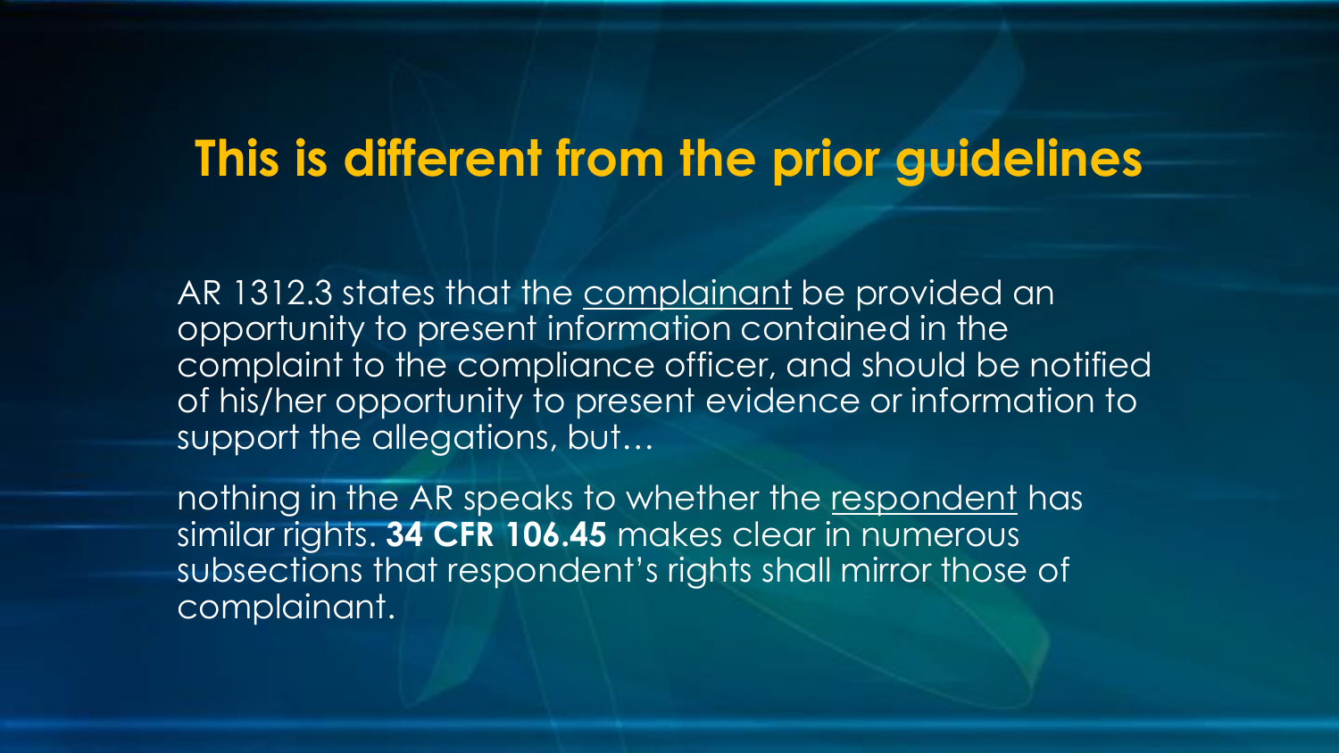# This is different from the prior guidelines

AR 1312.3 states that the complainant be provided an opportunity to present information contained in the complaint to the compliance officer, and should be notified of his/her opportunity to present evidence or information to support the allegations, but…

nothing in the AR speaks to whether the respondent has similar rights. **34 CFR 106.45** makes clear in numerous subsections that respondent's rights shall mirror those of complainant.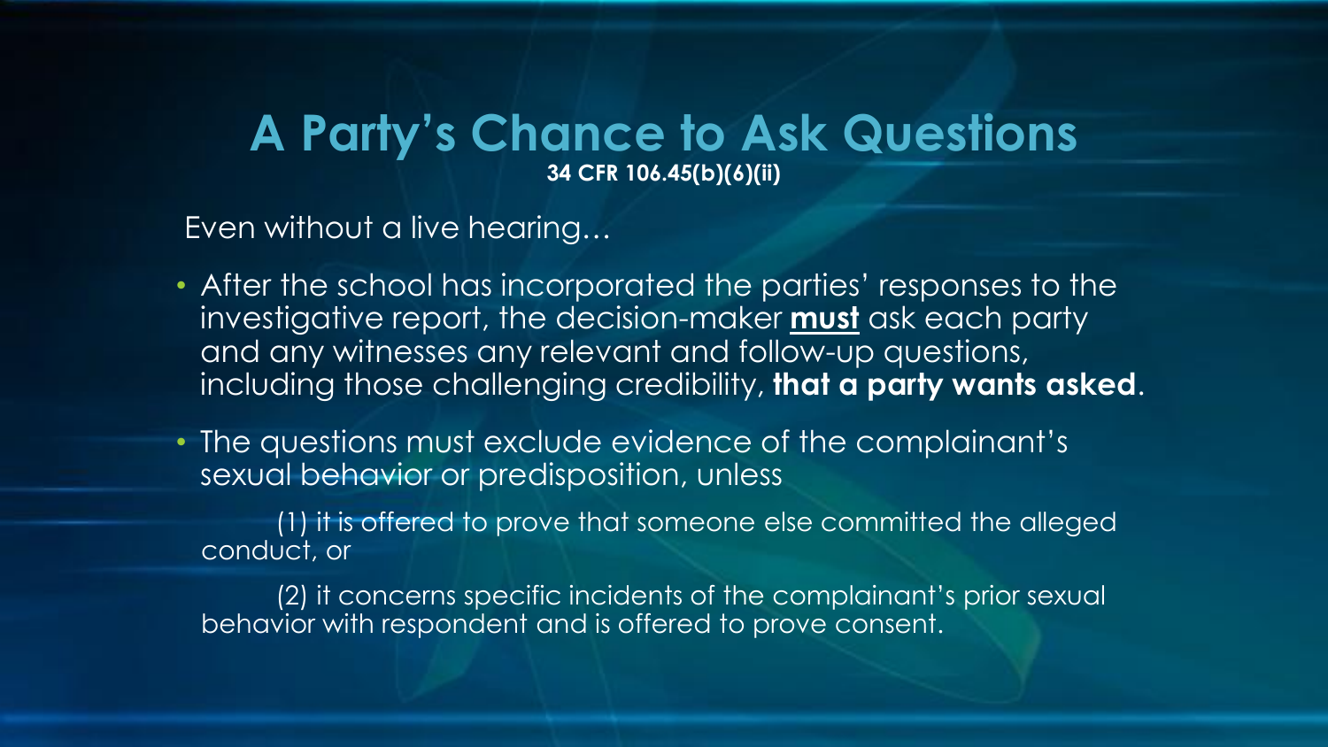# A Party's Chance to Ask Questions

**34 CFR 106.45(b)(6)(ii)**

Even without a live hearing…

- After the school has incorporated the parties' responses to the investigative report, the decision-maker **must** ask each party and any witnesses any relevant and follow-up questions, including those challenging credibility, **that a party wants asked**.
- The questions must exclude evidence of the complainant's sexual behavior or predisposition, unless

    (1) it is offered to prove that someone else committed the alleged conduct, or

    (2) it concerns specific incidents of the complainant's prior sexual behavior with respondent and is offered to prove consent.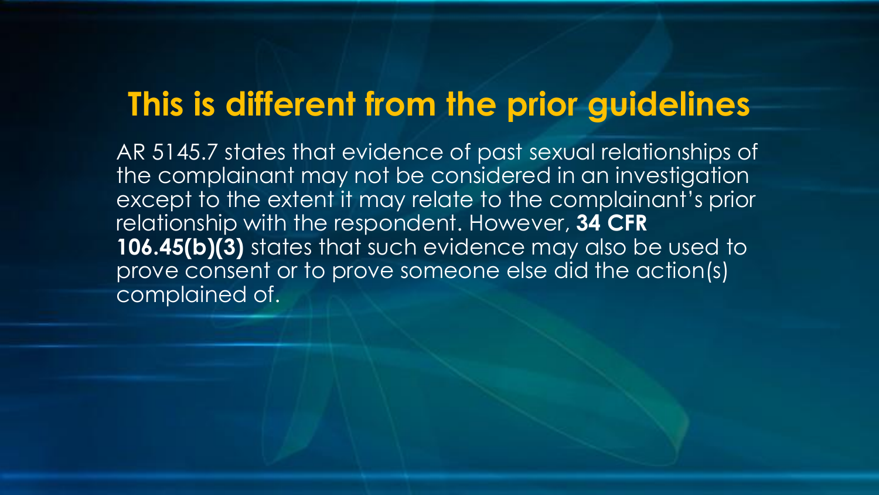# This is different from the prior guidelines

AR 5145.7 states that evidence of past sexual relationships of the complainant may not be considered in an investigation except to the extent it may relate to the complainant's prior relationship with the respondent. However, **34 CFR 106.45(b)(3)** states that such evidence may also be used to prove consent or to prove someone else did the action(s) complained of.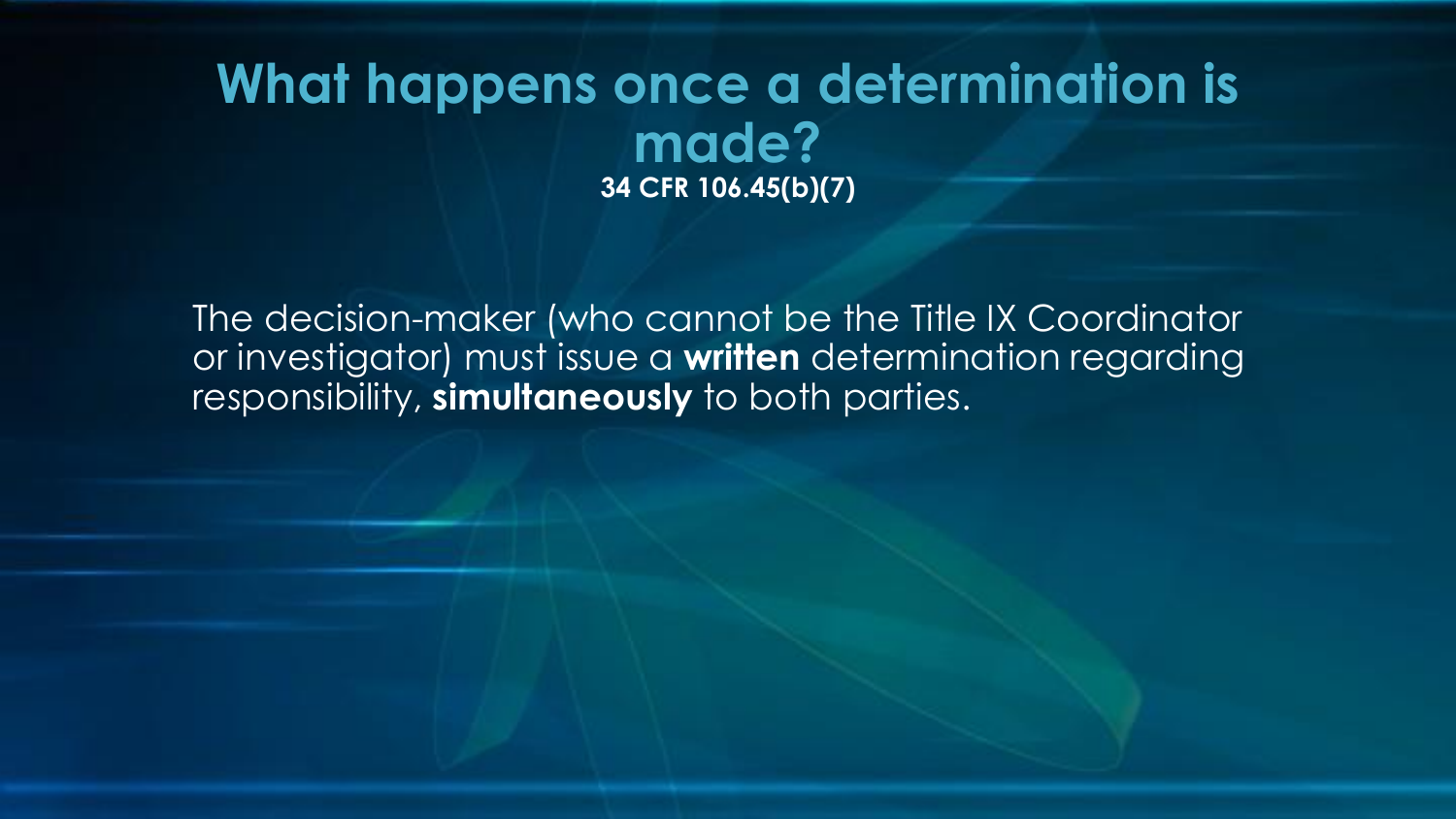# What happens once a determination is made?

**34 CFR 106.45(b)(7)**

The decision-maker (who cannot be the Title IX Coordinator or investigator) must issue a **written** determination regarding responsibility, **simultaneously** to both parties.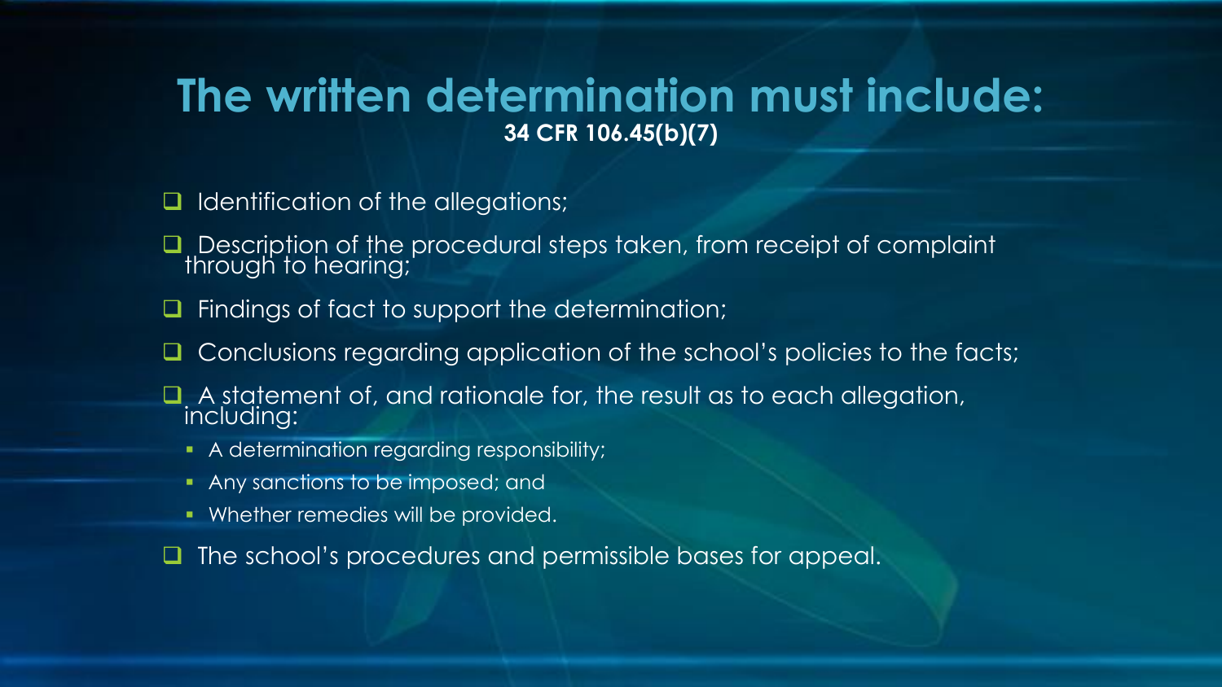# The written determination must include:

**34 CFR 106.45(b)(7)**

- Identification of the allegations;
- Description of the procedural steps taken, from receipt of complaint through to hearing;
- Findings of fact to support the determination;
- Conclusions regarding application of the school's policies to the facts;
- A statement of, and rationale for, the result as to each allegation, including:
  - A determination regarding responsibility;
  - Any sanctions to be imposed; and
  - Whether remedies will be provided.
- The school's procedures and permissible bases for appeal.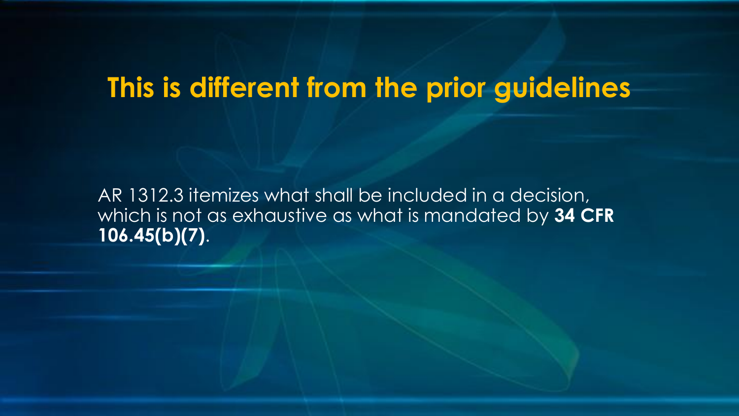# This is different from the prior guidelines

AR 1312.3 itemizes what shall be included in a decision, which is not as exhaustive as what is mandated by **34 CFR 106.45(b)(7)**.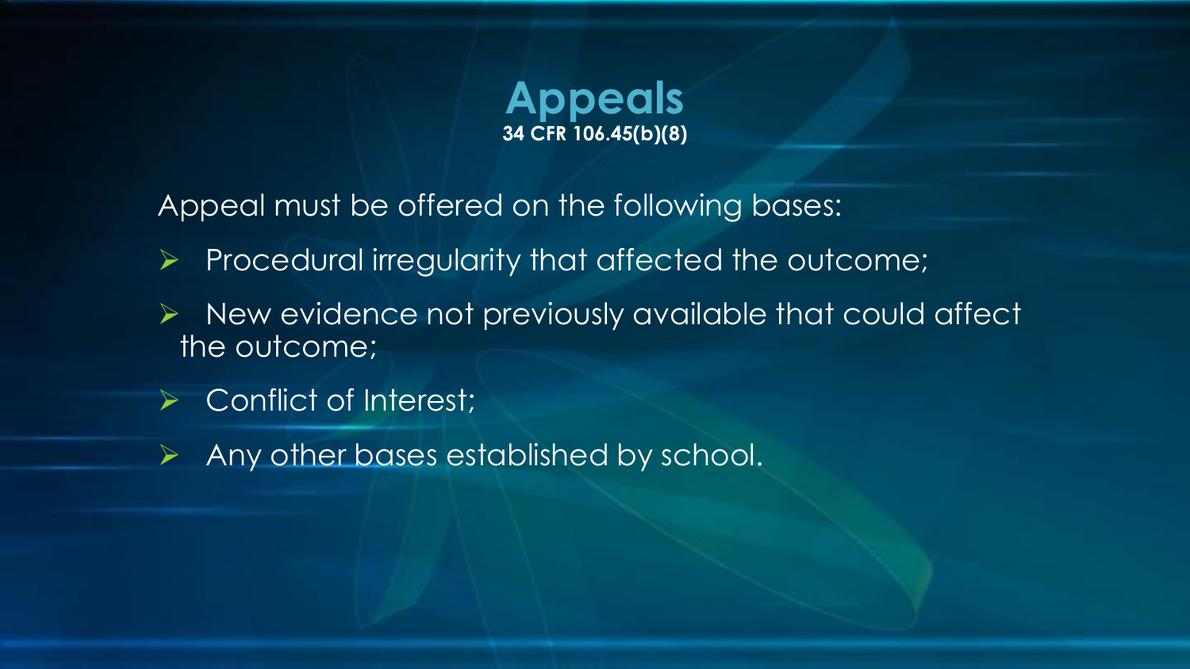# Appeals

**34 CFR 106.45(b)(8)**

Appeal must be offered on the following bases:

- Procedural irregularity that affected the outcome;
- New evidence not previously available that could affect the outcome;
- Conflict of Interest;
- Any other bases established by school.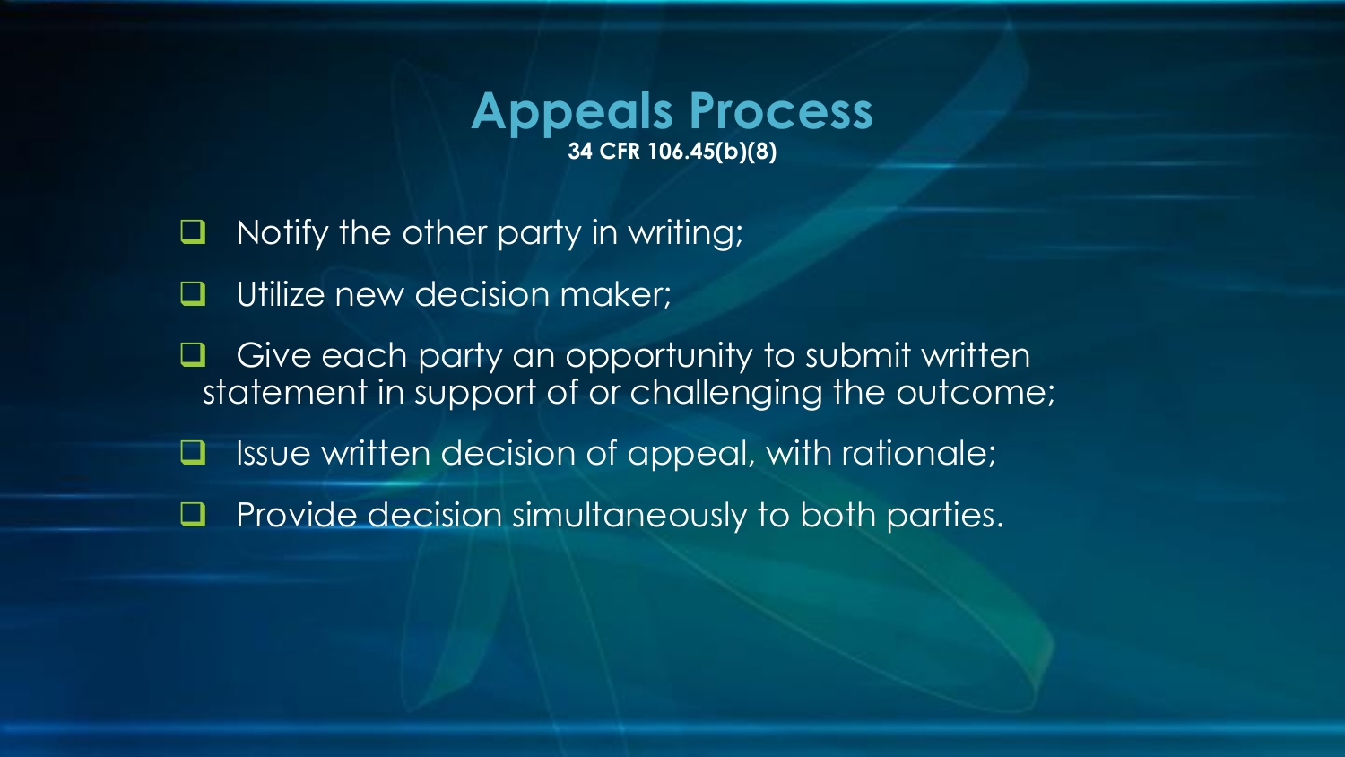# Appeals Process

**34 CFR 106.45(b)(8)**

- Notify the other party in writing;
- Utilize new decision maker;
- Give each party an opportunity to submit written statement in support of or challenging the outcome;
- Issue written decision of appeal, with rationale;
- Provide decision simultaneously to both parties.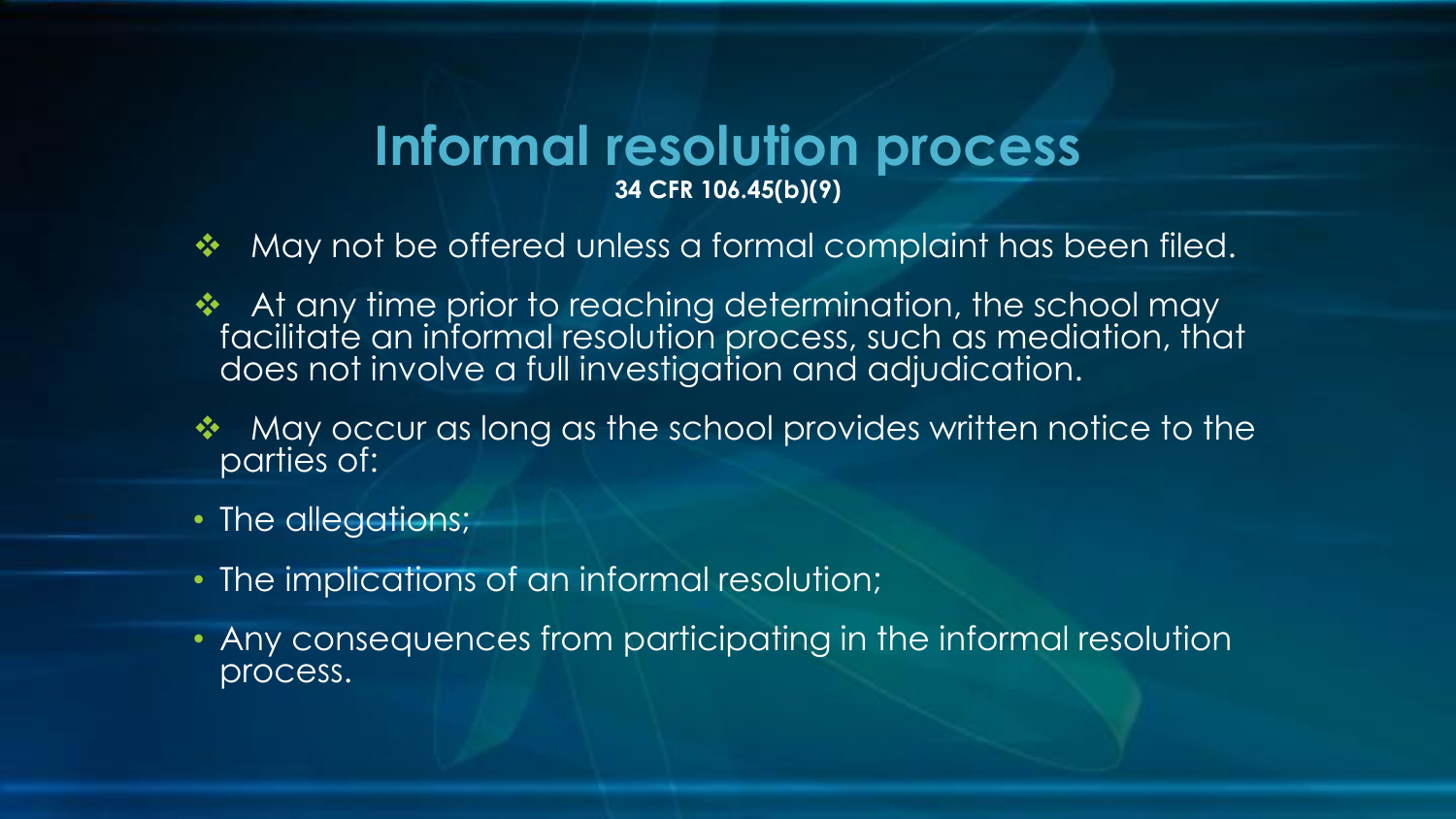# Informal resolution process

**34 CFR 106.45(b)(9)**

- May not be offered unless a formal complaint has been filed.
- At any time prior to reaching determination, the school may facilitate an informal resolution process, such as mediation, that does not involve a full investigation and adjudication.
- May occur as long as the school provides written notice to the parties of:
  - The allegations;
  - The implications of an informal resolution;
  - Any consequences from participating in the informal resolution process.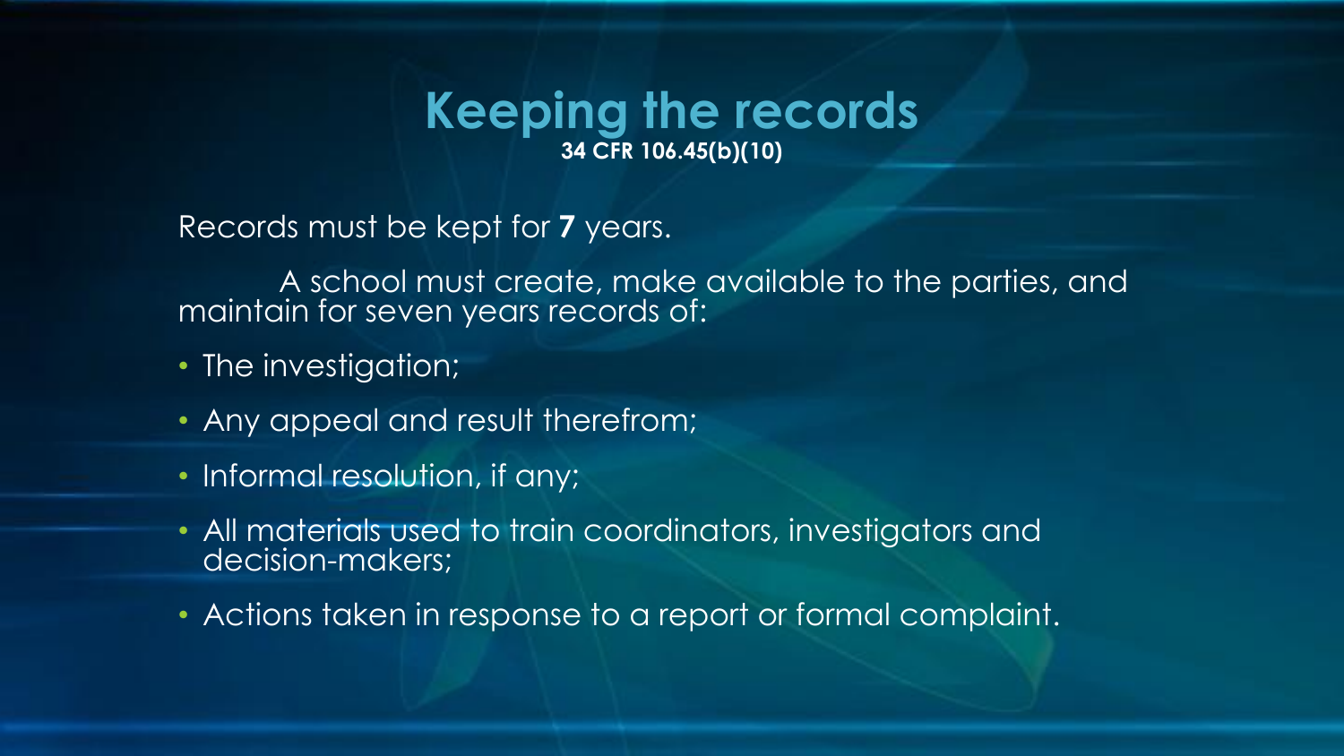# Keeping the records

**34 CFR 106.45(b)(10)**

Records must be kept for **7** years.

A school must create, make available to the parties, and maintain for seven years records of:

- The investigation;
- Any appeal and result therefrom;
- Informal resolution, if any;
- All materials used to train coordinators, investigators and decision-makers;
- Actions taken in response to a report or formal complaint.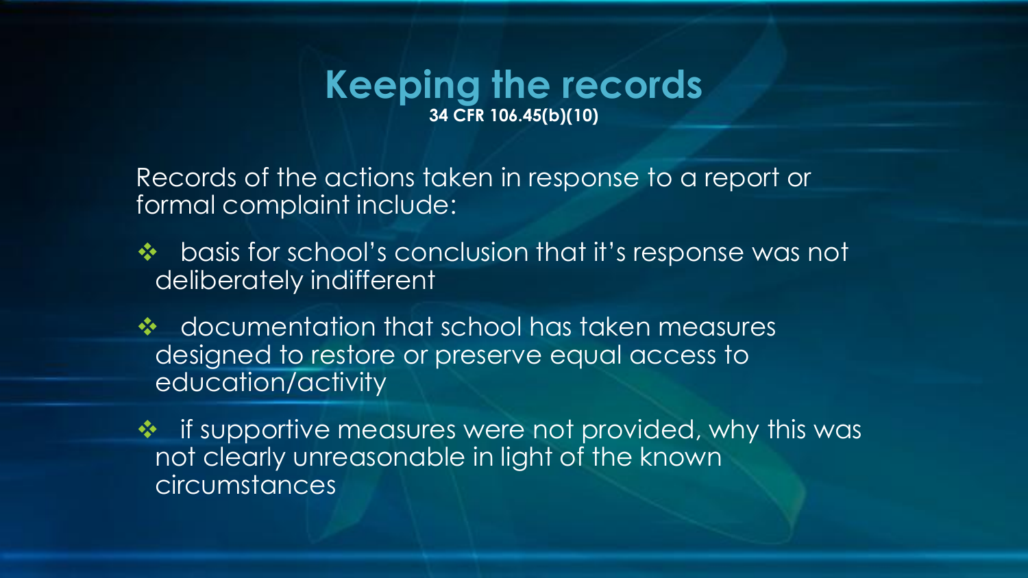# Keeping the records

**34 CFR 106.45(b)(10)**

Records of the actions taken in response to a report or formal complaint include:

- basis for school’s conclusion that it’s response was not deliberately indifferent
- documentation that school has taken measures designed to restore or preserve equal access to education/activity
- if supportive measures were not provided, why this was not clearly unreasonable in light of the known circumstances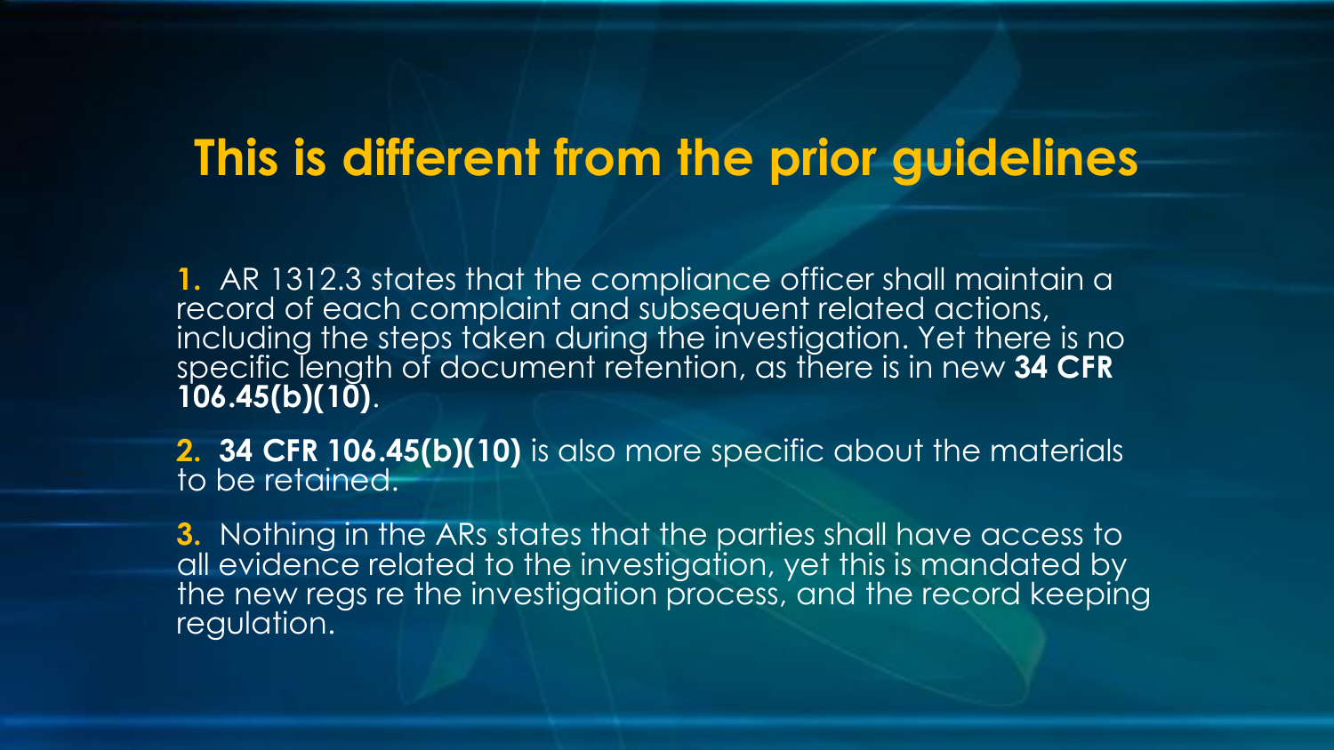# This is different from the prior guidelines

1. AR 1312.3 states that the compliance officer shall maintain a record of each complaint and subsequent related actions, including the steps taken during the investigation. Yet there is no specific length of document retention, as there is in new **34 CFR 106.45(b)(10)**.

2. **34 CFR 106.45(b)(10)** is also more specific about the materials to be retained.

3. Nothing in the ARs states that the parties shall have access to all evidence related to the investigation, yet this is mandated by the new regs re the investigation process, and the record keeping regulation.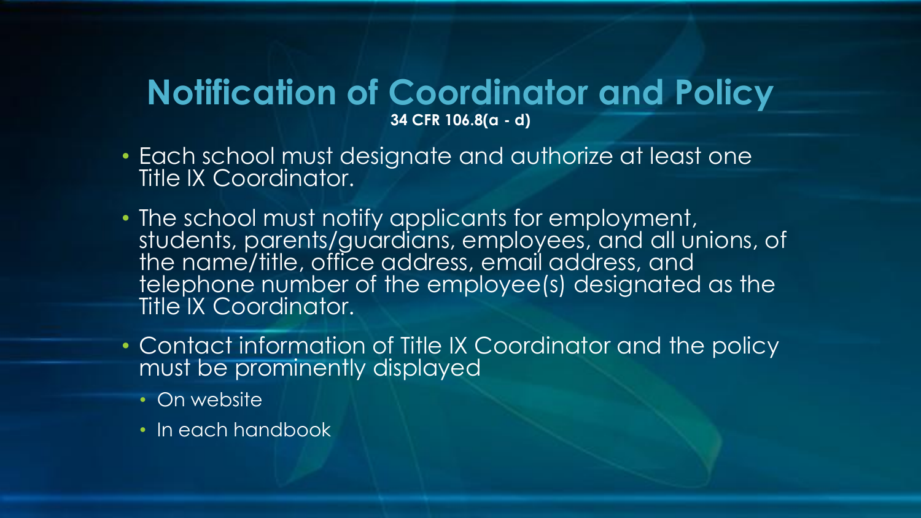# Notification of Coordinator and Policy

**34 CFR 106.8(a - d)**

- Each school must designate and authorize at least one Title IX Coordinator.
- The school must notify applicants for employment, students, parents/guardians, employees, and all unions, of the name/title, office address, email address, and telephone number of the employee(s) designated as the Title IX Coordinator.
- Contact information of Title IX Coordinator and the policy must be prominently displayed
  - On website
  - In each handbook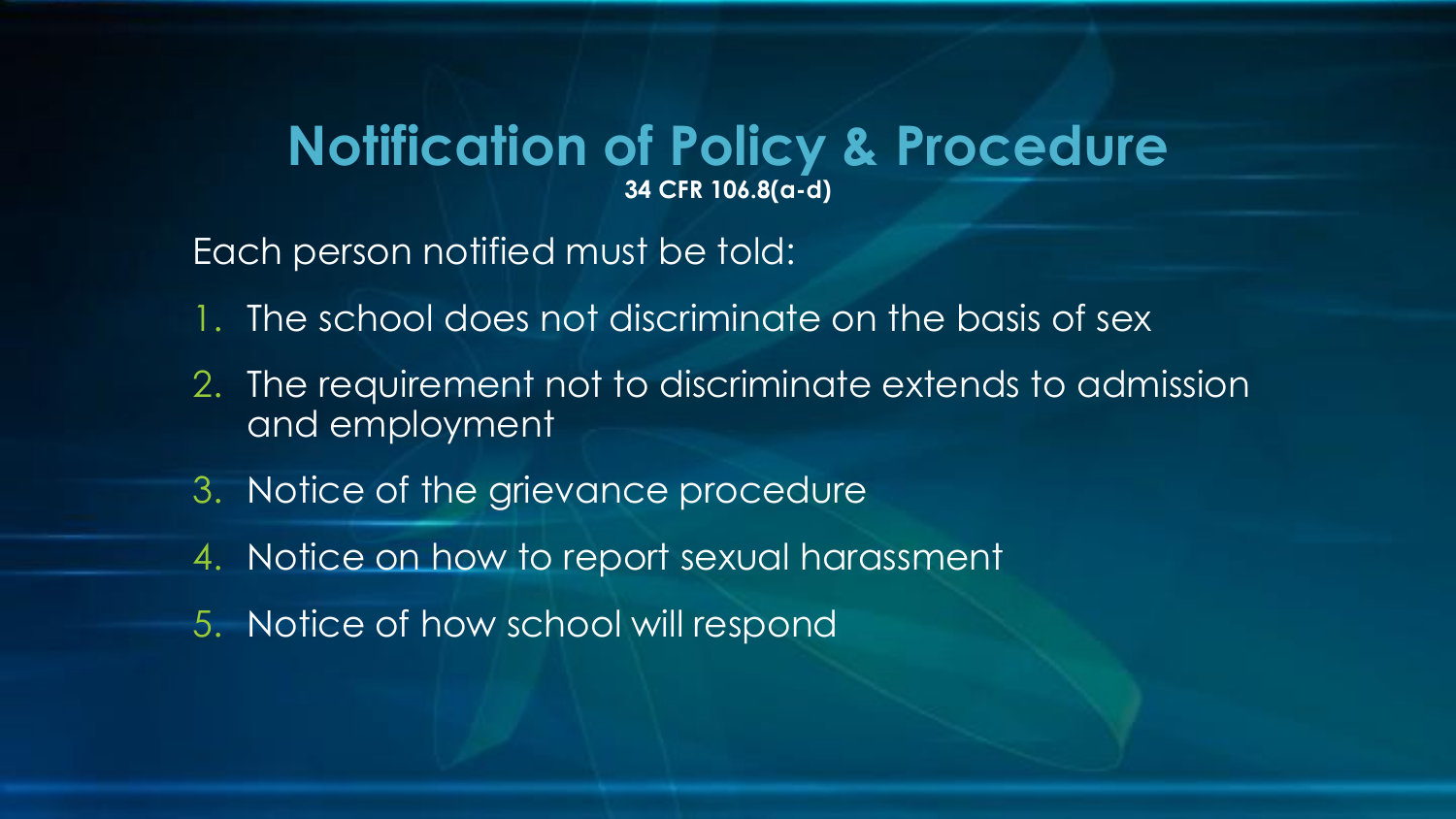# Notification of Policy & Procedure

**34 CFR 106.8(a-d)**

Each person notified must be told:

1. The school does not discriminate on the basis of sex
2. The requirement not to discriminate extends to admission and employment
3. Notice of the grievance procedure
4. Notice on how to report sexual harassment
5. Notice of how school will respond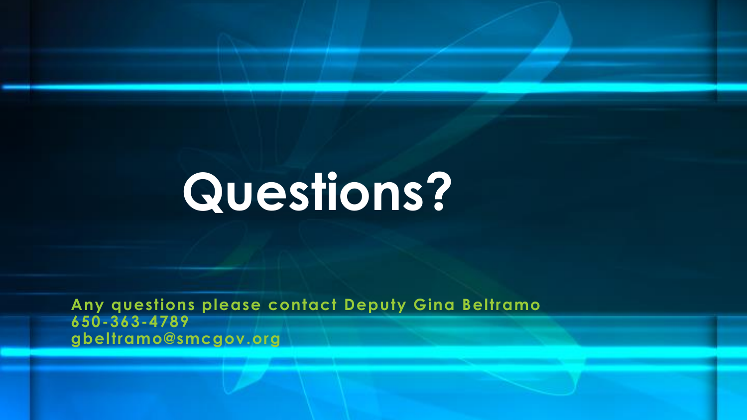# Questions?

**Any questions please contact Deputy Gina Beltramo**
**650-363-4789**
**gbeltramo@smcgov.org**